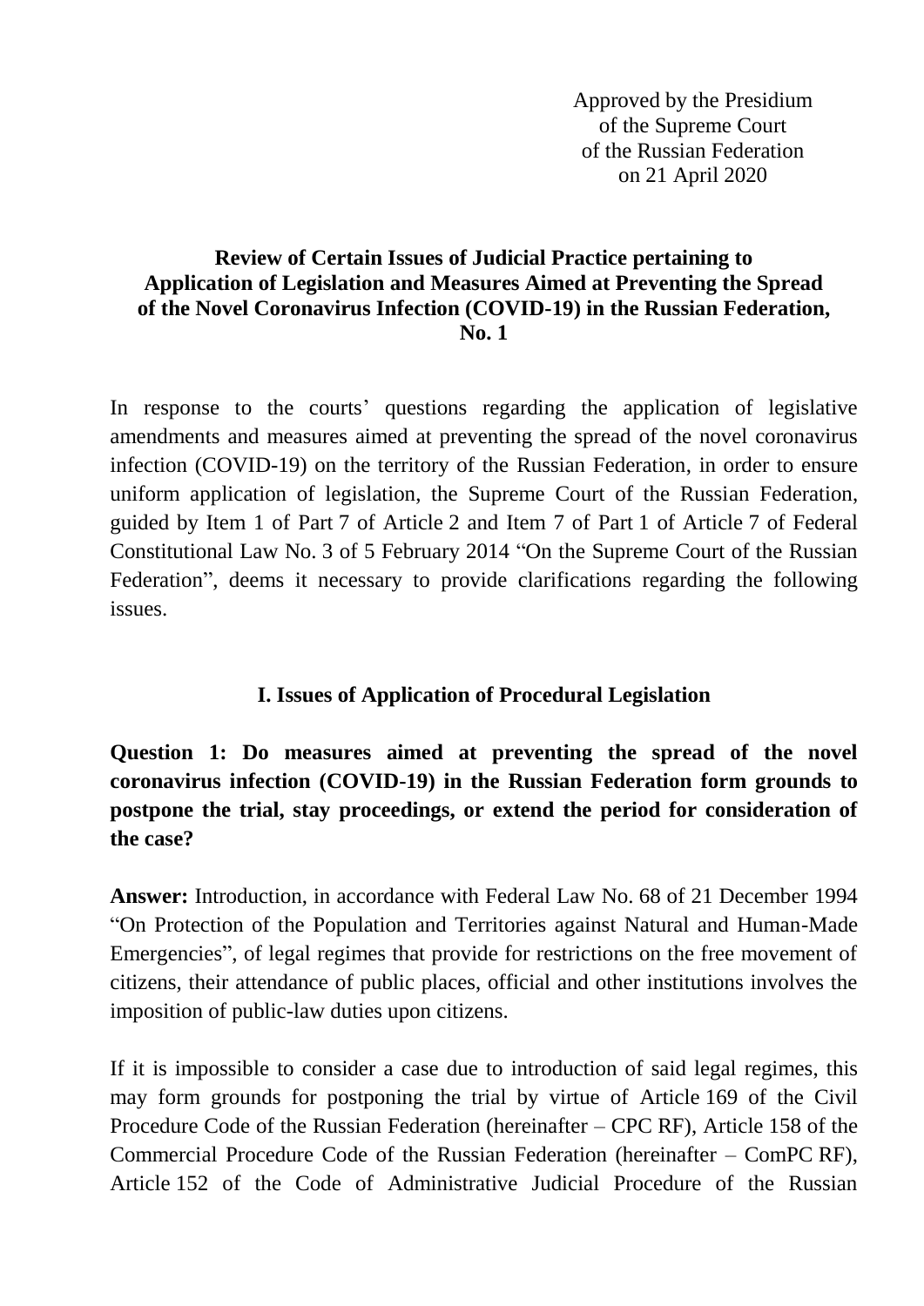Approved by the Presidium
of the Supreme Court
of the Russian Federation
on 21 April 2020

## Review of Certain Issues of Judicial Practice pertaining to Application of Legislation and Measures Aimed at Preventing the Spread of the Novel Coronavirus Infection (COVID-19) in the Russian Federation, No. 1

In response to the courts' questions regarding the application of legislative amendments and measures aimed at preventing the spread of the novel coronavirus infection (COVID-19) on the territory of the Russian Federation, in order to ensure uniform application of legislation, the Supreme Court of the Russian Federation, guided by Item 1 of Part 7 of Article 2 and Item 7 of Part 1 of Article 7 of Federal Constitutional Law No. 3 of 5 February 2014 "On the Supreme Court of the Russian Federation", deems it necessary to provide clarifications regarding the following issues.

### I. Issues of Application of Procedural Legislation

**Question 1: Do measures aimed at preventing the spread of the novel coronavirus infection (COVID-19) in the Russian Federation form grounds to postpone the trial, stay proceedings, or extend the period for consideration of the case?**

**Answer:** Introduction, in accordance with Federal Law No. 68 of 21 December 1994 "On Protection of the Population and Territories against Natural and Human-Made Emergencies", of legal regimes that provide for restrictions on the free movement of citizens, their attendance of public places, official and other institutions involves the imposition of public-law duties upon citizens.

If it is impossible to consider a case due to introduction of said legal regimes, this may form grounds for postponing the trial by virtue of Article 169 of the Civil Procedure Code of the Russian Federation (hereinafter – CPC RF), Article 158 of the Commercial Procedure Code of the Russian Federation (hereinafter – ComPC RF), Article 152 of the Code of Administrative Judicial Procedure of the Russian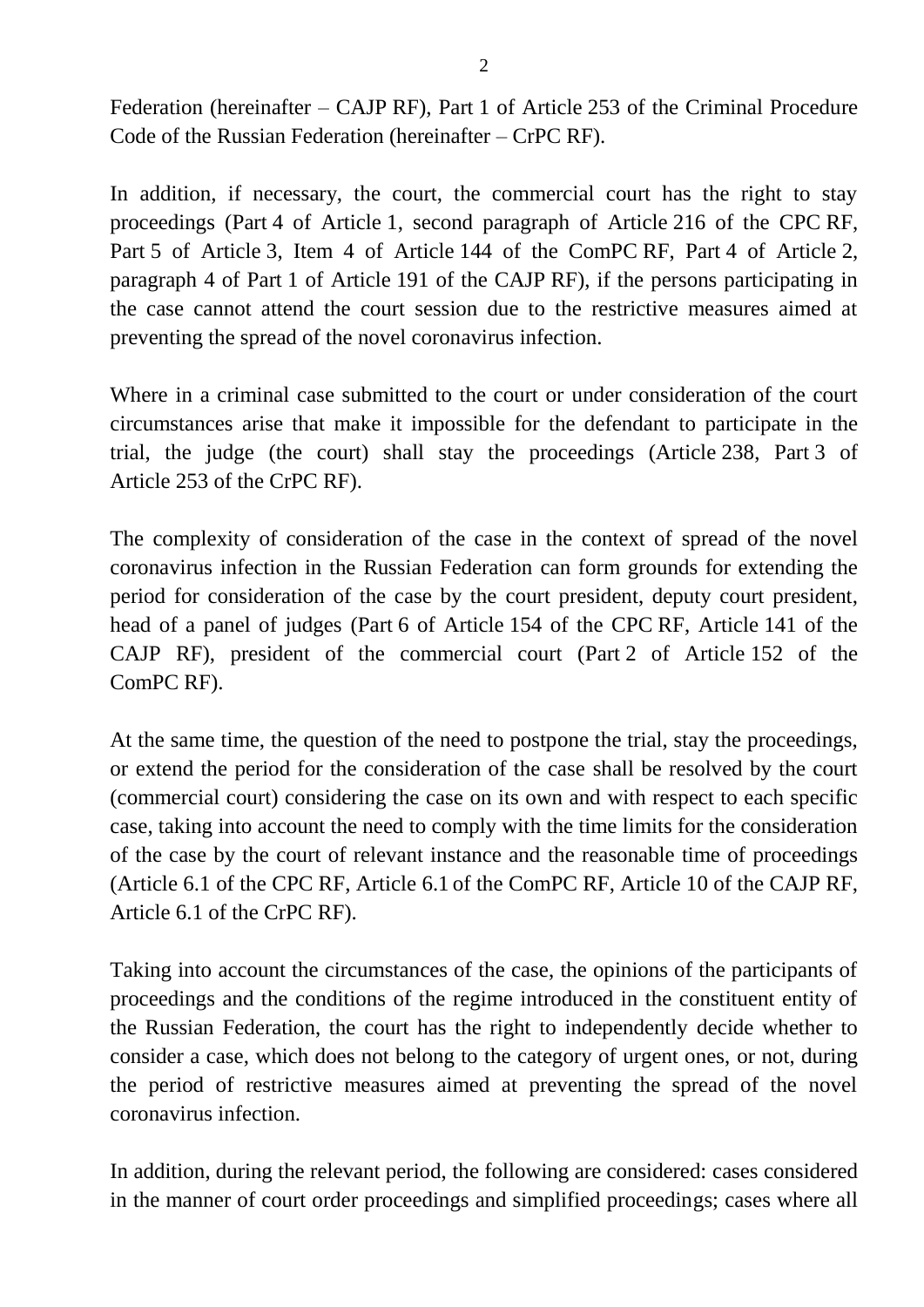Federation (hereinafter – CAJP RF), Part 1 of Article 253 of the Criminal Procedure Code of the Russian Federation (hereinafter – CrPC RF).

In addition, if necessary, the court, the commercial court has the right to stay proceedings (Part 4 of Article 1, second paragraph of Article 216 of the CPC RF, Part 5 of Article 3, Item 4 of Article 144 of the ComPC RF, Part 4 of Article 2, paragraph 4 of Part 1 of Article 191 of the CAJP RF), if the persons participating in the case cannot attend the court session due to the restrictive measures aimed at preventing the spread of the novel coronavirus infection.

Where in a criminal case submitted to the court or under consideration of the court circumstances arise that make it impossible for the defendant to participate in the trial, the judge (the court) shall stay the proceedings (Article 238, Part 3 of Article 253 of the CrPC RF).

The complexity of consideration of the case in the context of spread of the novel coronavirus infection in the Russian Federation can form grounds for extending the period for consideration of the case by the court president, deputy court president, head of a panel of judges (Part 6 of Article 154 of the CPC RF, Article 141 of the CAJP RF), president of the commercial court (Part 2 of Article 152 of the ComPC RF).

At the same time, the question of the need to postpone the trial, stay the proceedings, or extend the period for the consideration of the case shall be resolved by the court (commercial court) considering the case on its own and with respect to each specific case, taking into account the need to comply with the time limits for the consideration of the case by the court of relevant instance and the reasonable time of proceedings (Article 6.1 of the CPC RF, Article 6.1 of the ComPC RF, Article 10 of the CAJP RF, Article 6.1 of the CrPC RF).

Taking into account the circumstances of the case, the opinions of the participants of proceedings and the conditions of the regime introduced in the constituent entity of the Russian Federation, the court has the right to independently decide whether to consider a case, which does not belong to the category of urgent ones, or not, during the period of restrictive measures aimed at preventing the spread of the novel coronavirus infection.

In addition, during the relevant period, the following are considered: cases considered in the manner of court order proceedings and simplified proceedings; cases where all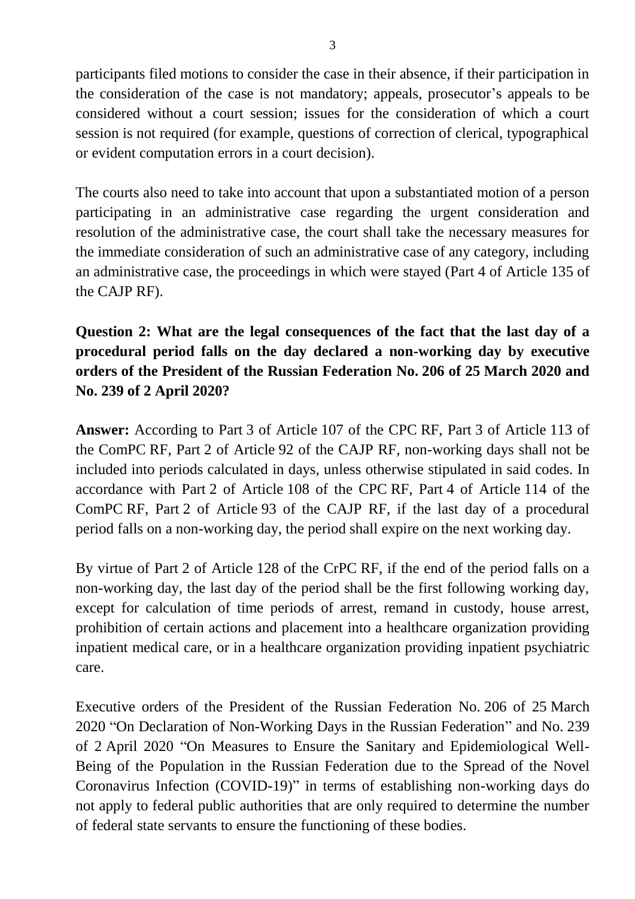participants filed motions to consider the case in their absence, if their participation in the consideration of the case is not mandatory; appeals, prosecutor's appeals to be considered without a court session; issues for the consideration of which a court session is not required (for example, questions of correction of clerical, typographical or evident computation errors in a court decision).

The courts also need to take into account that upon a substantiated motion of a person participating in an administrative case regarding the urgent consideration and resolution of the administrative case, the court shall take the necessary measures for the immediate consideration of such an administrative case of any category, including an administrative case, the proceedings in which were stayed (Part 4 of Article 135 of the CAJP RF).

**Question 2: What are the legal consequences of the fact that the last day of a procedural period falls on the day declared a non-working day by executive orders of the President of the Russian Federation No. 206 of 25 March 2020 and No. 239 of 2 April 2020?**

**Answer:** According to Part 3 of Article 107 of the CPC RF, Part 3 of Article 113 of the ComPC RF, Part 2 of Article 92 of the CAJP RF, non-working days shall not be included into periods calculated in days, unless otherwise stipulated in said codes. In accordance with Part 2 of Article 108 of the CPC RF, Part 4 of Article 114 of the ComPC RF, Part 2 of Article 93 of the CAJP RF, if the last day of a procedural period falls on a non-working day, the period shall expire on the next working day.

By virtue of Part 2 of Article 128 of the CrPC RF, if the end of the period falls on a non-working day, the last day of the period shall be the first following working day, except for calculation of time periods of arrest, remand in custody, house arrest, prohibition of certain actions and placement into a healthcare organization providing inpatient medical care, or in a healthcare organization providing inpatient psychiatric care.

Executive orders of the President of the Russian Federation No. 206 of 25 March 2020 "On Declaration of Non-Working Days in the Russian Federation" and No. 239 of 2 April 2020 "On Measures to Ensure the Sanitary and Epidemiological Well-Being of the Population in the Russian Federation due to the Spread of the Novel Coronavirus Infection (COVID-19)" in terms of establishing non-working days do not apply to federal public authorities that are only required to determine the number of federal state servants to ensure the functioning of these bodies.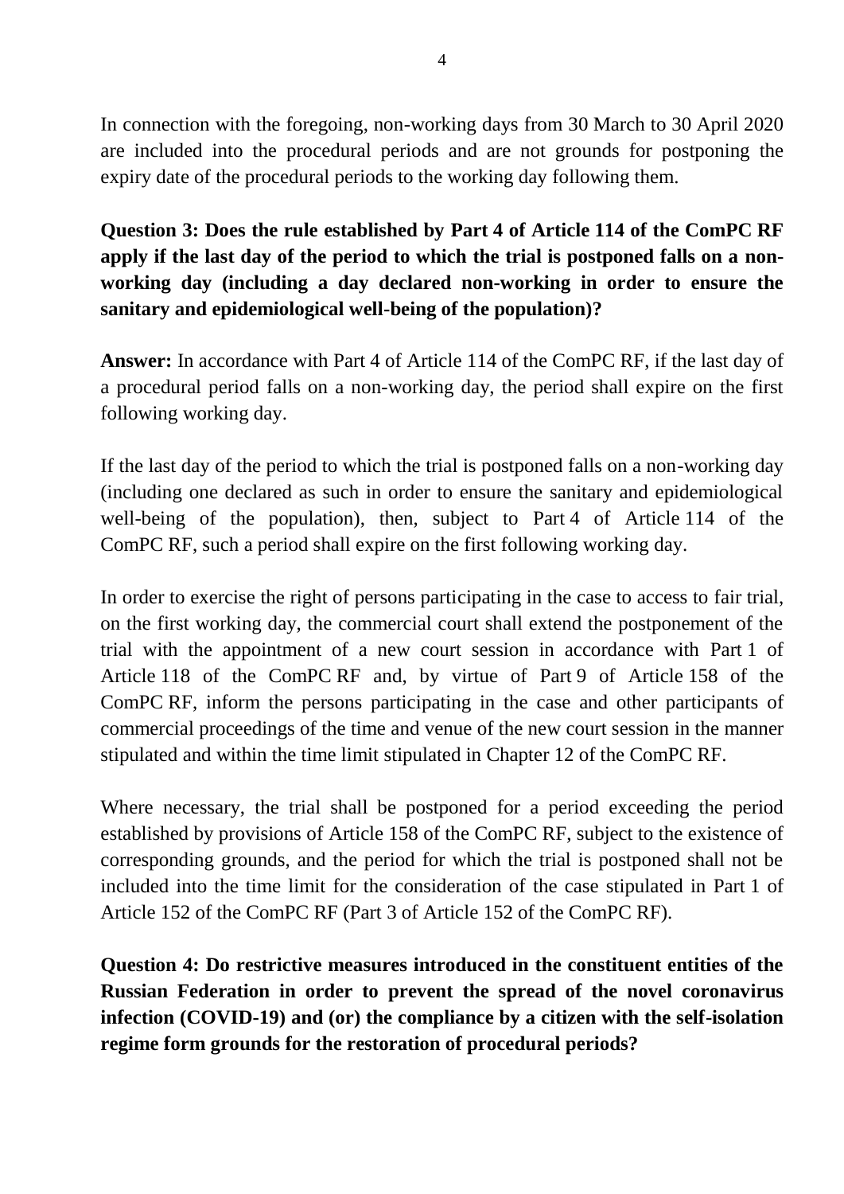In connection with the foregoing, non-working days from 30 March to 30 April 2020 are included into the procedural periods and are not grounds for postponing the expiry date of the procedural periods to the working day following them.

**Question 3: Does the rule established by Part 4 of Article 114 of the ComPC RF apply if the last day of the period to which the trial is postponed falls on a non-working day (including a day declared non-working in order to ensure the sanitary and epidemiological well-being of the population)?**

**Answer:** In accordance with Part 4 of Article 114 of the ComPC RF, if the last day of a procedural period falls on a non-working day, the period shall expire on the first following working day.

If the last day of the period to which the trial is postponed falls on a non-working day (including one declared as such in order to ensure the sanitary and epidemiological well-being of the population), then, subject to Part 4 of Article 114 of the ComPC RF, such a period shall expire on the first following working day.

In order to exercise the right of persons participating in the case to access to fair trial, on the first working day, the commercial court shall extend the postponement of the trial with the appointment of a new court session in accordance with Part 1 of Article 118 of the ComPC RF and, by virtue of Part 9 of Article 158 of the ComPC RF, inform the persons participating in the case and other participants of commercial proceedings of the time and venue of the new court session in the manner stipulated and within the time limit stipulated in Chapter 12 of the ComPC RF.

Where necessary, the trial shall be postponed for a period exceeding the period established by provisions of Article 158 of the ComPC RF, subject to the existence of corresponding grounds, and the period for which the trial is postponed shall not be included into the time limit for the consideration of the case stipulated in Part 1 of Article 152 of the ComPC RF (Part 3 of Article 152 of the ComPC RF).

**Question 4: Do restrictive measures introduced in the constituent entities of the Russian Federation in order to prevent the spread of the novel coronavirus infection (COVID-19) and (or) the compliance by a citizen with the self-isolation regime form grounds for the restoration of procedural periods?**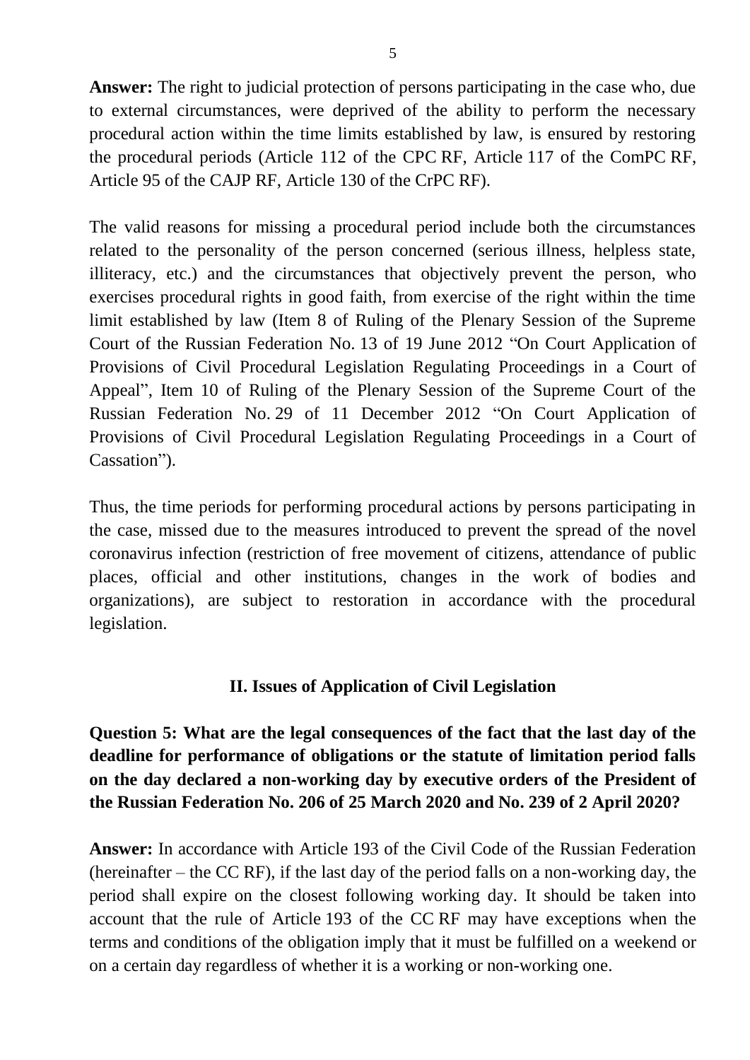**Answer:** The right to judicial protection of persons participating in the case who, due to external circumstances, were deprived of the ability to perform the necessary procedural action within the time limits established by law, is ensured by restoring the procedural periods (Article 112 of the CPC RF, Article 117 of the ComPC RF, Article 95 of the CAJP RF, Article 130 of the CrPC RF).

The valid reasons for missing a procedural period include both the circumstances related to the personality of the person concerned (serious illness, helpless state, illiteracy, etc.) and the circumstances that objectively prevent the person, who exercises procedural rights in good faith, from exercise of the right within the time limit established by law (Item 8 of Ruling of the Plenary Session of the Supreme Court of the Russian Federation No. 13 of 19 June 2012 "On Court Application of Provisions of Civil Procedural Legislation Regulating Proceedings in a Court of Appeal", Item 10 of Ruling of the Plenary Session of the Supreme Court of the Russian Federation No. 29 of 11 December 2012 "On Court Application of Provisions of Civil Procedural Legislation Regulating Proceedings in a Court of Cassation").

Thus, the time periods for performing procedural actions by persons participating in the case, missed due to the measures introduced to prevent the spread of the novel coronavirus infection (restriction of free movement of citizens, attendance of public places, official and other institutions, changes in the work of bodies and organizations), are subject to restoration in accordance with the procedural legislation.

## II. Issues of Application of Civil Legislation

**Question 5: What are the legal consequences of the fact that the last day of the deadline for performance of obligations or the statute of limitation period falls on the day declared a non-working day by executive orders of the President of the Russian Federation No. 206 of 25 March 2020 and No. 239 of 2 April 2020?**

**Answer:** In accordance with Article 193 of the Civil Code of the Russian Federation (hereinafter – the CC RF), if the last day of the period falls on a non-working day, the period shall expire on the closest following working day. It should be taken into account that the rule of Article 193 of the CC RF may have exceptions when the terms and conditions of the obligation imply that it must be fulfilled on a weekend or on a certain day regardless of whether it is a working or non-working one.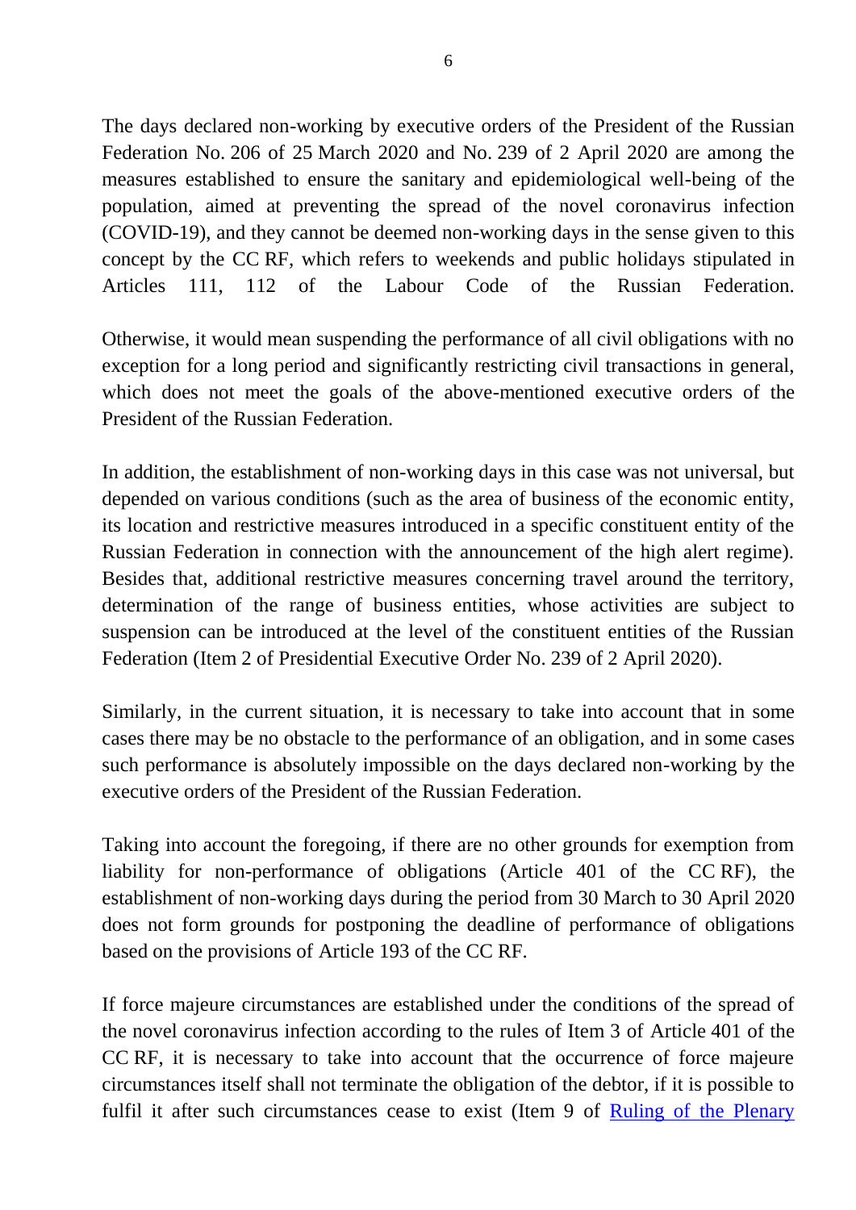The days declared non-working by executive orders of the President of the Russian Federation No. 206 of 25 March 2020 and No. 239 of 2 April 2020 are among the measures established to ensure the sanitary and epidemiological well-being of the population, aimed at preventing the spread of the novel coronavirus infection (COVID-19), and they cannot be deemed non-working days in the sense given to this concept by the CC RF, which refers to weekends and public holidays stipulated in Articles 111, 112 of the Labour Code of the Russian Federation.

Otherwise, it would mean suspending the performance of all civil obligations with no exception for a long period and significantly restricting civil transactions in general, which does not meet the goals of the above-mentioned executive orders of the President of the Russian Federation.

In addition, the establishment of non-working days in this case was not universal, but depended on various conditions (such as the area of business of the economic entity, its location and restrictive measures introduced in a specific constituent entity of the Russian Federation in connection with the announcement of the high alert regime). Besides that, additional restrictive measures concerning travel around the territory, determination of the range of business entities, whose activities are subject to suspension can be introduced at the level of the constituent entities of the Russian Federation (Item 2 of Presidential Executive Order No. 239 of 2 April 2020).

Similarly, in the current situation, it is necessary to take into account that in some cases there may be no obstacle to the performance of an obligation, and in some cases such performance is absolutely impossible on the days declared non-working by the executive orders of the President of the Russian Federation.

Taking into account the foregoing, if there are no other grounds for exemption from liability for non-performance of obligations (Article 401 of the CC RF), the establishment of non-working days during the period from 30 March to 30 April 2020 does not form grounds for postponing the deadline of performance of obligations based on the provisions of Article 193 of the CC RF.

If force majeure circumstances are established under the conditions of the spread of the novel coronavirus infection according to the rules of Item 3 of Article 401 of the CC RF, it is necessary to take into account that the occurrence of force majeure circumstances itself shall not terminate the obligation of the debtor, if it is possible to fulfil it after such circumstances cease to exist (Item 9 of Ruling of the Plenary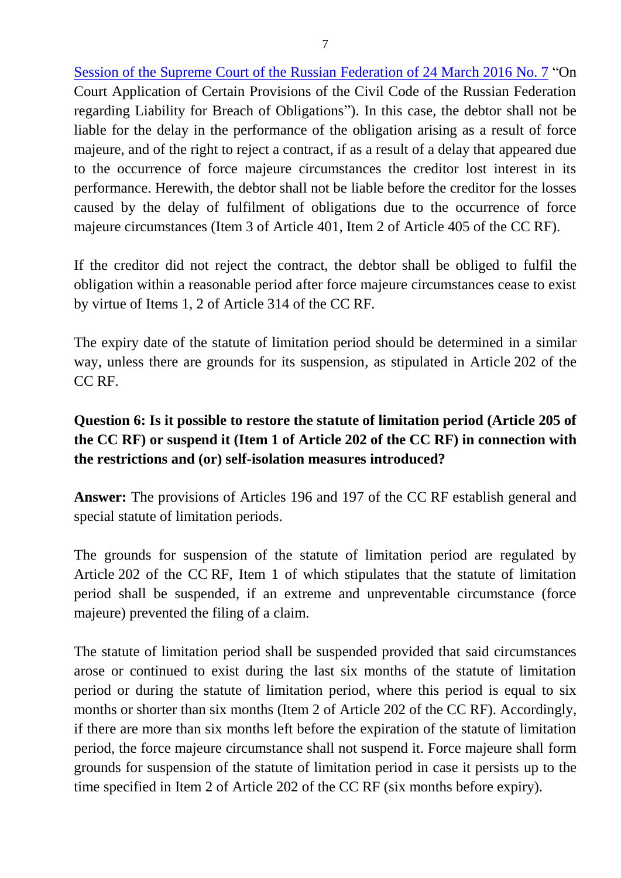Session of the Supreme Court of the Russian Federation of 24 March 2016 No. 7 "On Court Application of Certain Provisions of the Civil Code of the Russian Federation regarding Liability for Breach of Obligations"). In this case, the debtor shall not be liable for the delay in the performance of the obligation arising as a result of force majeure, and of the right to reject a contract, if as a result of a delay that appeared due to the occurrence of force majeure circumstances the creditor lost interest in its performance. Herewith, the debtor shall not be liable before the creditor for the losses caused by the delay of fulfilment of obligations due to the occurrence of force majeure circumstances (Item 3 of Article 401, Item 2 of Article 405 of the CC RF).

If the creditor did not reject the contract, the debtor shall be obliged to fulfil the obligation within a reasonable period after force majeure circumstances cease to exist by virtue of Items 1, 2 of Article 314 of the CC RF.

The expiry date of the statute of limitation period should be determined in a similar way, unless there are grounds for its suspension, as stipulated in Article 202 of the CC RF.

**Question 6: Is it possible to restore the statute of limitation period (Article 205 of the CC RF) or suspend it (Item 1 of Article 202 of the CC RF) in connection with the restrictions and (or) self-isolation measures introduced?**

**Answer:** The provisions of Articles 196 and 197 of the CC RF establish general and special statute of limitation periods.

The grounds for suspension of the statute of limitation period are regulated by Article 202 of the CC RF, Item 1 of which stipulates that the statute of limitation period shall be suspended, if an extreme and unpreventable circumstance (force majeure) prevented the filing of a claim.

The statute of limitation period shall be suspended provided that said circumstances arose or continued to exist during the last six months of the statute of limitation period or during the statute of limitation period, where this period is equal to six months or shorter than six months (Item 2 of Article 202 of the CC RF). Accordingly, if there are more than six months left before the expiration of the statute of limitation period, the force majeure circumstance shall not suspend it. Force majeure shall form grounds for suspension of the statute of limitation period in case it persists up to the time specified in Item 2 of Article 202 of the CC RF (six months before expiry).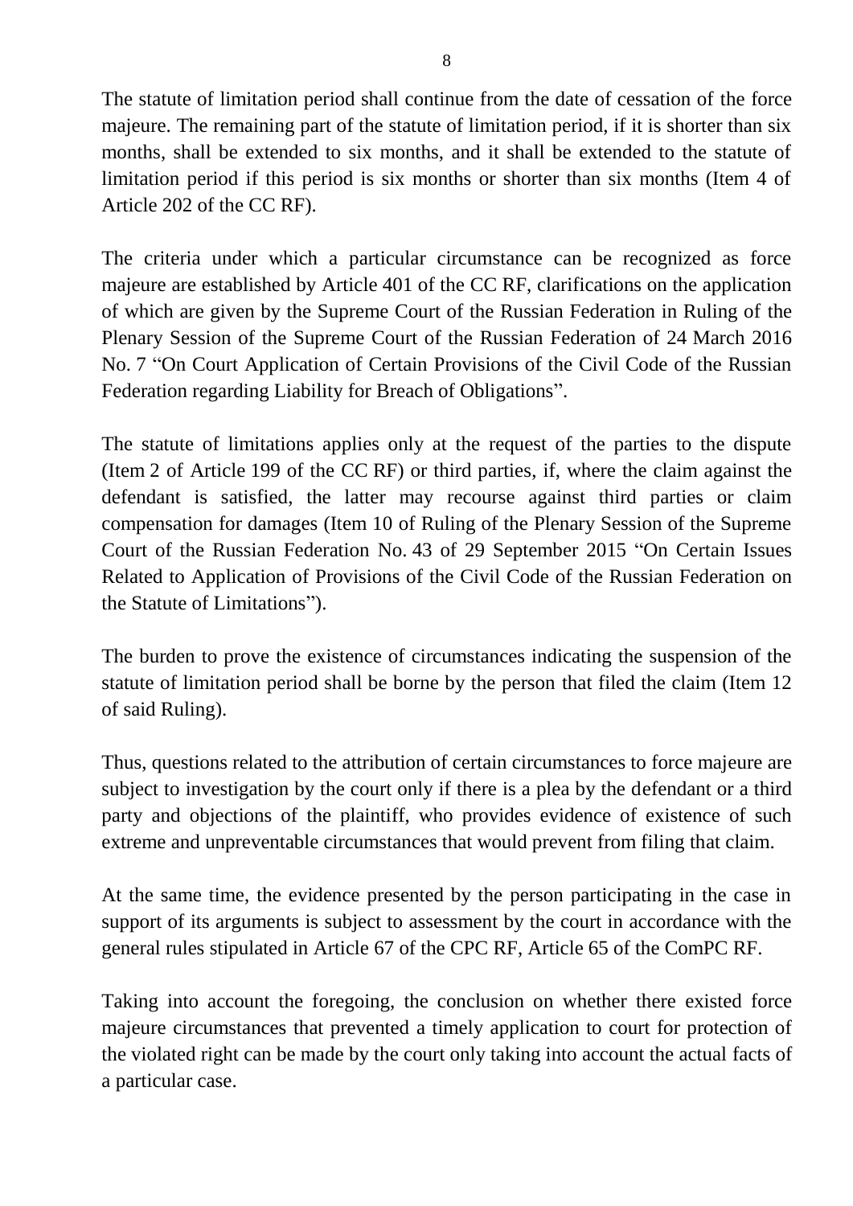The statute of limitation period shall continue from the date of cessation of the force majeure. The remaining part of the statute of limitation period, if it is shorter than six months, shall be extended to six months, and it shall be extended to the statute of limitation period if this period is six months or shorter than six months (Item 4 of Article 202 of the CC RF).

The criteria under which a particular circumstance can be recognized as force majeure are established by Article 401 of the CC RF, clarifications on the application of which are given by the Supreme Court of the Russian Federation in Ruling of the Plenary Session of the Supreme Court of the Russian Federation of 24 March 2016 No. 7 "On Court Application of Certain Provisions of the Civil Code of the Russian Federation regarding Liability for Breach of Obligations".

The statute of limitations applies only at the request of the parties to the dispute (Item 2 of Article 199 of the CC RF) or third parties, if, where the claim against the defendant is satisfied, the latter may recourse against third parties or claim compensation for damages (Item 10 of Ruling of the Plenary Session of the Supreme Court of the Russian Federation No. 43 of 29 September 2015 "On Certain Issues Related to Application of Provisions of the Civil Code of the Russian Federation on the Statute of Limitations").

The burden to prove the existence of circumstances indicating the suspension of the statute of limitation period shall be borne by the person that filed the claim (Item 12 of said Ruling).

Thus, questions related to the attribution of certain circumstances to force majeure are subject to investigation by the court only if there is a plea by the defendant or a third party and objections of the plaintiff, who provides evidence of existence of such extreme and unpreventable circumstances that would prevent from filing that claim.

At the same time, the evidence presented by the person participating in the case in support of its arguments is subject to assessment by the court in accordance with the general rules stipulated in Article 67 of the CPC RF, Article 65 of the ComPC RF.

Taking into account the foregoing, the conclusion on whether there existed force majeure circumstances that prevented a timely application to court for protection of the violated right can be made by the court only taking into account the actual facts of a particular case.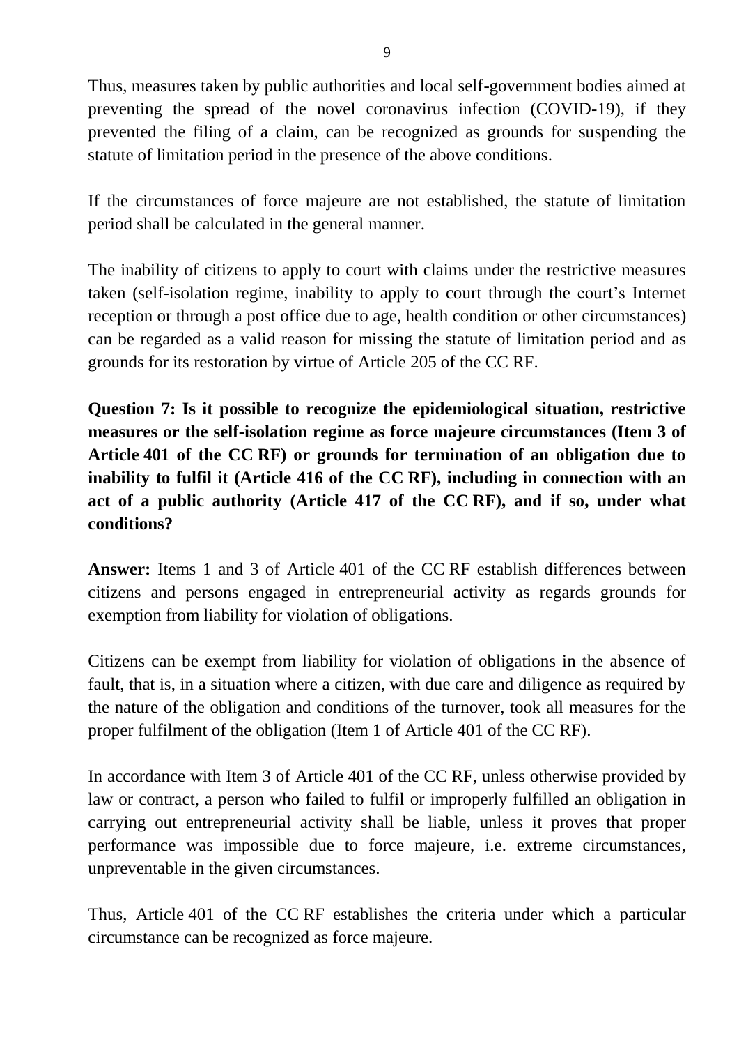Thus, measures taken by public authorities and local self-government bodies aimed at preventing the spread of the novel coronavirus infection (COVID-19), if they prevented the filing of a claim, can be recognized as grounds for suspending the statute of limitation period in the presence of the above conditions.

If the circumstances of force majeure are not established, the statute of limitation period shall be calculated in the general manner.

The inability of citizens to apply to court with claims under the restrictive measures taken (self-isolation regime, inability to apply to court through the court's Internet reception or through a post office due to age, health condition or other circumstances) can be regarded as a valid reason for missing the statute of limitation period and as grounds for its restoration by virtue of Article 205 of the CC RF.

**Question 7: Is it possible to recognize the epidemiological situation, restrictive measures or the self-isolation regime as force majeure circumstances (Item 3 of Article 401 of the CC RF) or grounds for termination of an obligation due to inability to fulfil it (Article 416 of the CC RF), including in connection with an act of a public authority (Article 417 of the CC RF), and if so, under what conditions?**

**Answer:** Items 1 and 3 of Article 401 of the CC RF establish differences between citizens and persons engaged in entrepreneurial activity as regards grounds for exemption from liability for violation of obligations.

Citizens can be exempt from liability for violation of obligations in the absence of fault, that is, in a situation where a citizen, with due care and diligence as required by the nature of the obligation and conditions of the turnover, took all measures for the proper fulfilment of the obligation (Item 1 of Article 401 of the CC RF).

In accordance with Item 3 of Article 401 of the CC RF, unless otherwise provided by law or contract, a person who failed to fulfil or improperly fulfilled an obligation in carrying out entrepreneurial activity shall be liable, unless it proves that proper performance was impossible due to force majeure, i.e. extreme circumstances, unpreventable in the given circumstances.

Thus, Article 401 of the CC RF establishes the criteria under which a particular circumstance can be recognized as force majeure.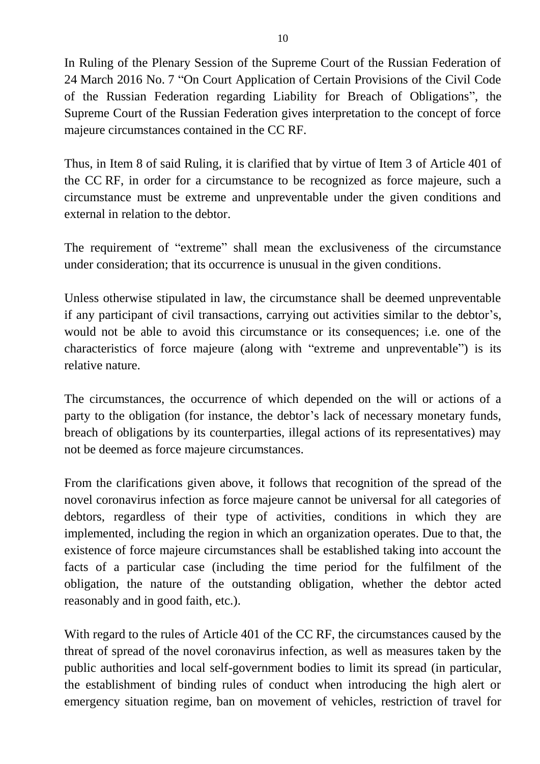In Ruling of the Plenary Session of the Supreme Court of the Russian Federation of 24 March 2016 No. 7 "On Court Application of Certain Provisions of the Civil Code of the Russian Federation regarding Liability for Breach of Obligations", the Supreme Court of the Russian Federation gives interpretation to the concept of force majeure circumstances contained in the CC RF.

Thus, in Item 8 of said Ruling, it is clarified that by virtue of Item 3 of Article 401 of the CC RF, in order for a circumstance to be recognized as force majeure, such a circumstance must be extreme and unpreventable under the given conditions and external in relation to the debtor.

The requirement of "extreme" shall mean the exclusiveness of the circumstance under consideration; that its occurrence is unusual in the given conditions.

Unless otherwise stipulated in law, the circumstance shall be deemed unpreventable if any participant of civil transactions, carrying out activities similar to the debtor's, would not be able to avoid this circumstance or its consequences; i.e. one of the characteristics of force majeure (along with "extreme and unpreventable") is its relative nature.

The circumstances, the occurrence of which depended on the will or actions of a party to the obligation (for instance, the debtor's lack of necessary monetary funds, breach of obligations by its counterparties, illegal actions of its representatives) may not be deemed as force majeure circumstances.

From the clarifications given above, it follows that recognition of the spread of the novel coronavirus infection as force majeure cannot be universal for all categories of debtors, regardless of their type of activities, conditions in which they are implemented, including the region in which an organization operates. Due to that, the existence of force majeure circumstances shall be established taking into account the facts of a particular case (including the time period for the fulfilment of the obligation, the nature of the outstanding obligation, whether the debtor acted reasonably and in good faith, etc.).

With regard to the rules of Article 401 of the CC RF, the circumstances caused by the threat of spread of the novel coronavirus infection, as well as measures taken by the public authorities and local self-government bodies to limit its spread (in particular, the establishment of binding rules of conduct when introducing the high alert or emergency situation regime, ban on movement of vehicles, restriction of travel for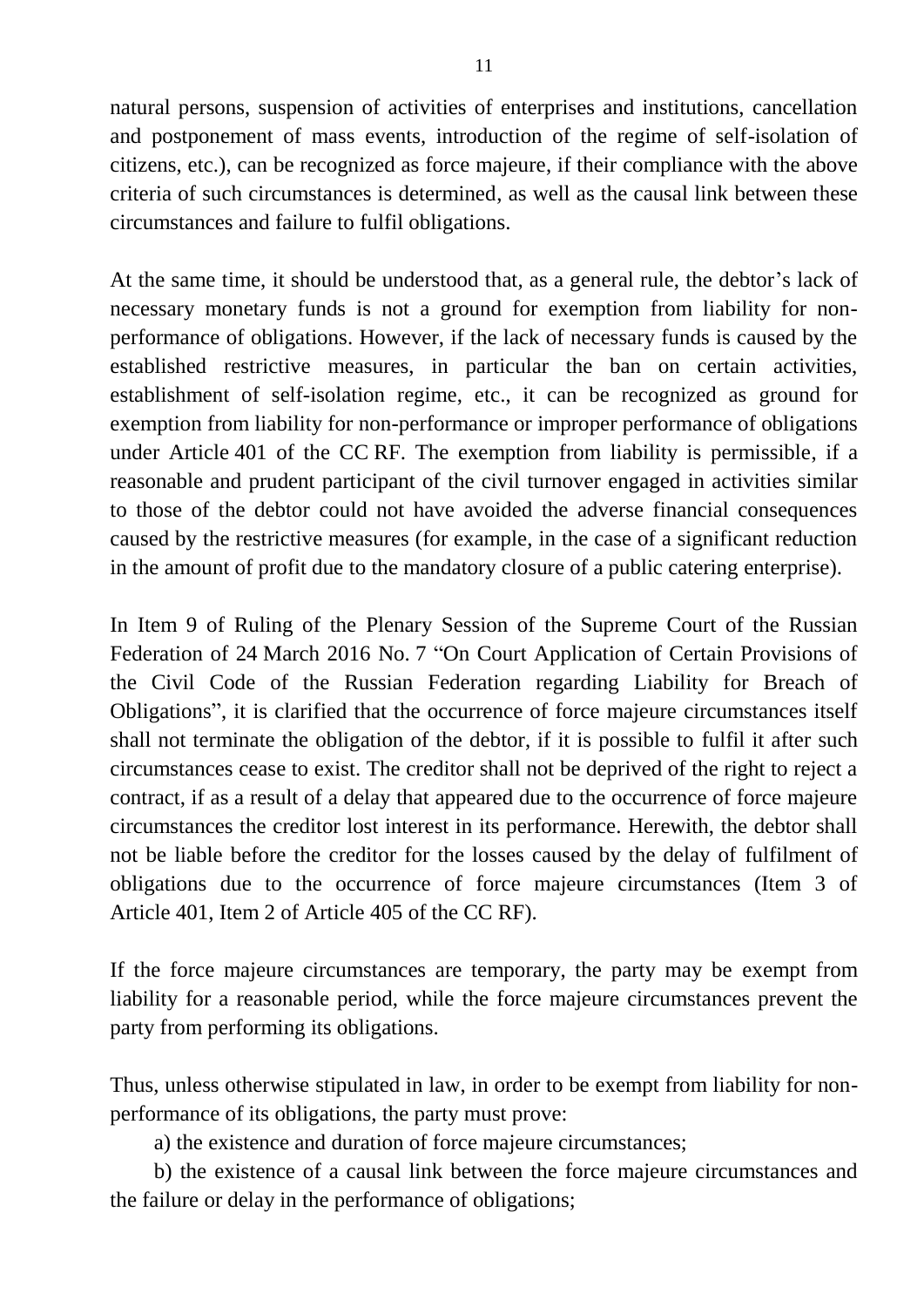natural persons, suspension of activities of enterprises and institutions, cancellation and postponement of mass events, introduction of the regime of self-isolation of citizens, etc.), can be recognized as force majeure, if their compliance with the above criteria of such circumstances is determined, as well as the causal link between these circumstances and failure to fulfil obligations.

At the same time, it should be understood that, as a general rule, the debtor's lack of necessary monetary funds is not a ground for exemption from liability for non-performance of obligations. However, if the lack of necessary funds is caused by the established restrictive measures, in particular the ban on certain activities, establishment of self-isolation regime, etc., it can be recognized as ground for exemption from liability for non-performance or improper performance of obligations under Article 401 of the CC RF. The exemption from liability is permissible, if a reasonable and prudent participant of the civil turnover engaged in activities similar to those of the debtor could not have avoided the adverse financial consequences caused by the restrictive measures (for example, in the case of a significant reduction in the amount of profit due to the mandatory closure of a public catering enterprise).

In Item 9 of Ruling of the Plenary Session of the Supreme Court of the Russian Federation of 24 March 2016 No. 7 "On Court Application of Certain Provisions of the Civil Code of the Russian Federation regarding Liability for Breach of Obligations", it is clarified that the occurrence of force majeure circumstances itself shall not terminate the obligation of the debtor, if it is possible to fulfil it after such circumstances cease to exist. The creditor shall not be deprived of the right to reject a contract, if as a result of a delay that appeared due to the occurrence of force majeure circumstances the creditor lost interest in its performance. Herewith, the debtor shall not be liable before the creditor for the losses caused by the delay of fulfilment of obligations due to the occurrence of force majeure circumstances (Item 3 of Article 401, Item 2 of Article 405 of the CC RF).

If the force majeure circumstances are temporary, the party may be exempt from liability for a reasonable period, while the force majeure circumstances prevent the party from performing its obligations.

Thus, unless otherwise stipulated in law, in order to be exempt from liability for non-performance of its obligations, the party must prove:

a) the existence and duration of force majeure circumstances;

b) the existence of a causal link between the force majeure circumstances and the failure or delay in the performance of obligations;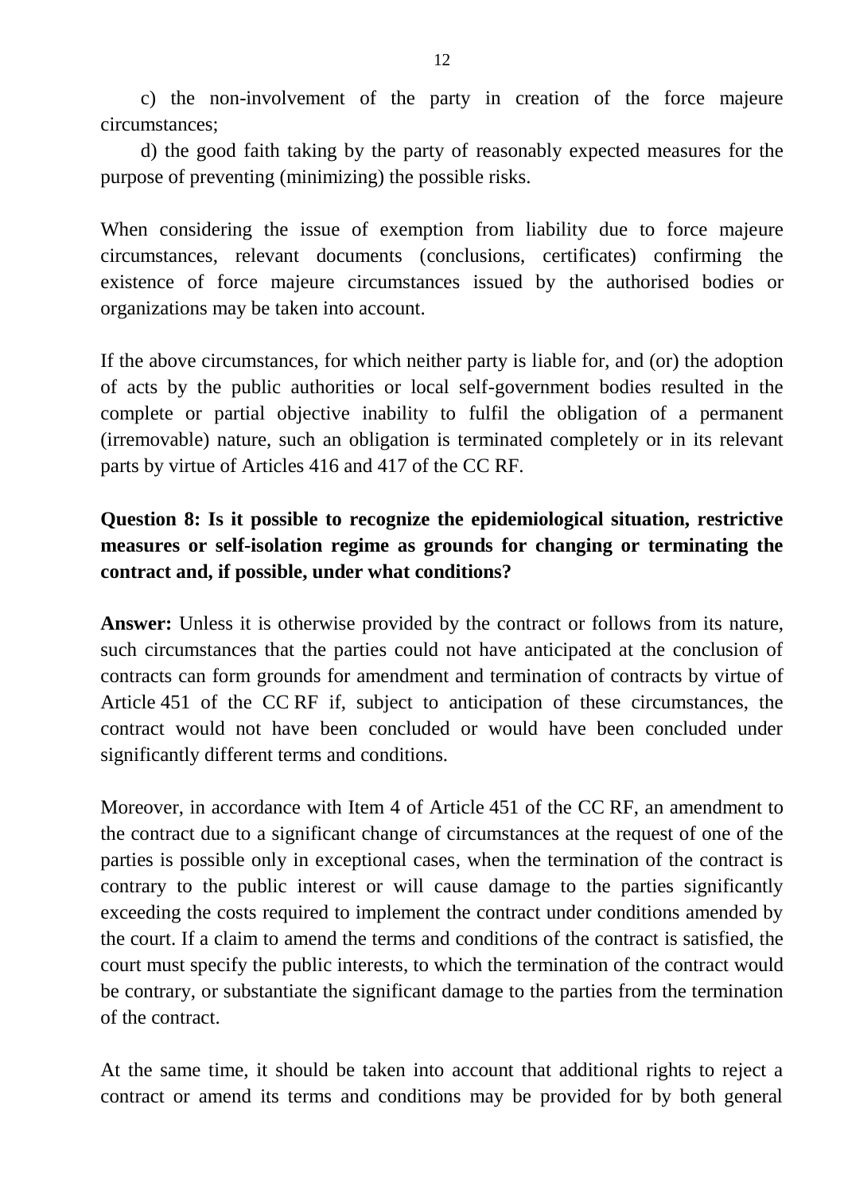c) the non-involvement of the party in creation of the force majeure circumstances;

d) the good faith taking by the party of reasonably expected measures for the purpose of preventing (minimizing) the possible risks.

When considering the issue of exemption from liability due to force majeure circumstances, relevant documents (conclusions, certificates) confirming the existence of force majeure circumstances issued by the authorised bodies or organizations may be taken into account.

If the above circumstances, for which neither party is liable for, and (or) the adoption of acts by the public authorities or local self-government bodies resulted in the complete or partial objective inability to fulfil the obligation of a permanent (irremovable) nature, such an obligation is terminated completely or in its relevant parts by virtue of Articles 416 and 417 of the CC RF.

**Question 8: Is it possible to recognize the epidemiological situation, restrictive measures or self-isolation regime as grounds for changing or terminating the contract and, if possible, under what conditions?**

**Answer:** Unless it is otherwise provided by the contract or follows from its nature, such circumstances that the parties could not have anticipated at the conclusion of contracts can form grounds for amendment and termination of contracts by virtue of Article 451 of the CC RF if, subject to anticipation of these circumstances, the contract would not have been concluded or would have been concluded under significantly different terms and conditions.

Moreover, in accordance with Item 4 of Article 451 of the CC RF, an amendment to the contract due to a significant change of circumstances at the request of one of the parties is possible only in exceptional cases, when the termination of the contract is contrary to the public interest or will cause damage to the parties significantly exceeding the costs required to implement the contract under conditions amended by the court. If a claim to amend the terms and conditions of the contract is satisfied, the court must specify the public interests, to which the termination of the contract would be contrary, or substantiate the significant damage to the parties from the termination of the contract.

At the same time, it should be taken into account that additional rights to reject a contract or amend its terms and conditions may be provided for by both general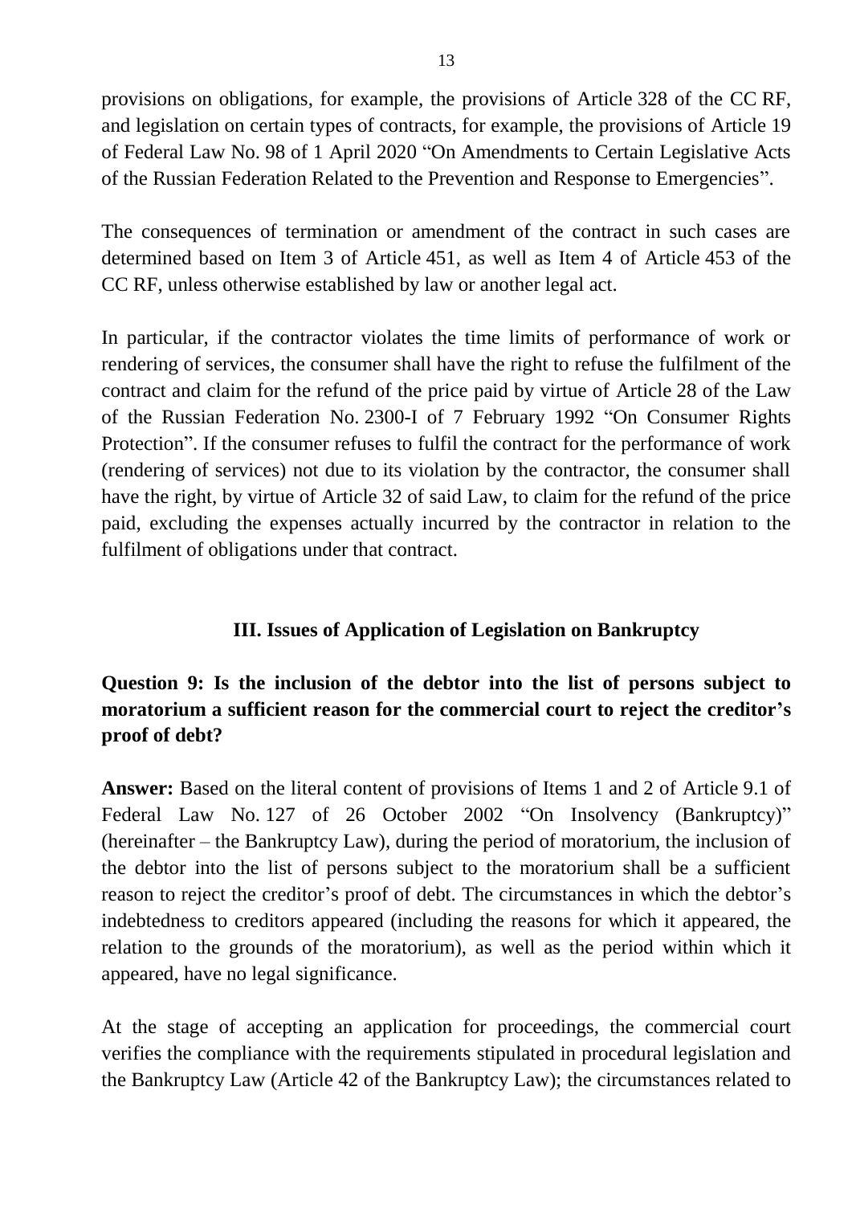provisions on obligations, for example, the provisions of Article 328 of the CC RF, and legislation on certain types of contracts, for example, the provisions of Article 19 of Federal Law No. 98 of 1 April 2020 "On Amendments to Certain Legislative Acts of the Russian Federation Related to the Prevention and Response to Emergencies".

The consequences of termination or amendment of the contract in such cases are determined based on Item 3 of Article 451, as well as Item 4 of Article 453 of the CC RF, unless otherwise established by law or another legal act.

In particular, if the contractor violates the time limits of performance of work or rendering of services, the consumer shall have the right to refuse the fulfilment of the contract and claim for the refund of the price paid by virtue of Article 28 of the Law of the Russian Federation No. 2300-I of 7 February 1992 "On Consumer Rights Protection". If the consumer refuses to fulfil the contract for the performance of work (rendering of services) not due to its violation by the contractor, the consumer shall have the right, by virtue of Article 32 of said Law, to claim for the refund of the price paid, excluding the expenses actually incurred by the contractor in relation to the fulfilment of obligations under that contract.

## III. Issues of Application of Legislation on Bankruptcy

### Question 9: Is the inclusion of the debtor into the list of persons subject to moratorium a sufficient reason for the commercial court to reject the creditor's proof of debt?

**Answer:** Based on the literal content of provisions of Items 1 and 2 of Article 9.1 of Federal Law No. 127 of 26 October 2002 "On Insolvency (Bankruptcy)" (hereinafter – the Bankruptcy Law), during the period of moratorium, the inclusion of the debtor into the list of persons subject to the moratorium shall be a sufficient reason to reject the creditor's proof of debt. The circumstances in which the debtor's indebtedness to creditors appeared (including the reasons for which it appeared, the relation to the grounds of the moratorium), as well as the period within which it appeared, have no legal significance.

At the stage of accepting an application for proceedings, the commercial court verifies the compliance with the requirements stipulated in procedural legislation and the Bankruptcy Law (Article 42 of the Bankruptcy Law); the circumstances related to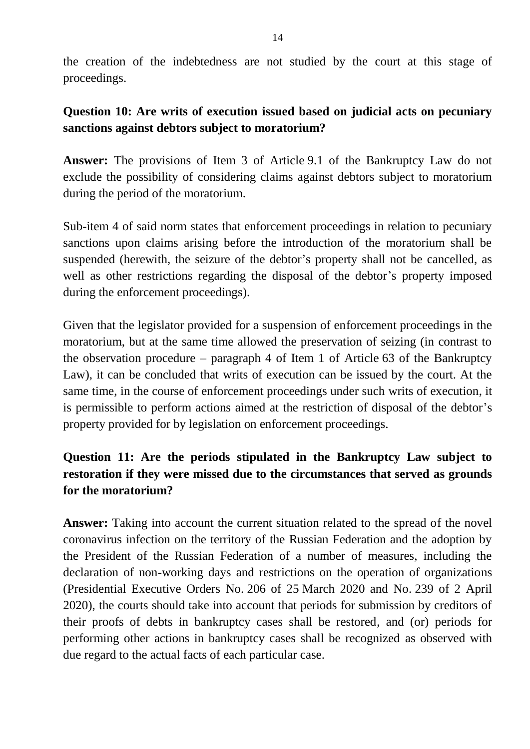the creation of the indebtedness are not studied by the court at this stage of proceedings.

**Question 10: Are writs of execution issued based on judicial acts on pecuniary sanctions against debtors subject to moratorium?**

**Answer:** The provisions of Item 3 of Article 9.1 of the Bankruptcy Law do not exclude the possibility of considering claims against debtors subject to moratorium during the period of the moratorium.

Sub-item 4 of said norm states that enforcement proceedings in relation to pecuniary sanctions upon claims arising before the introduction of the moratorium shall be suspended (herewith, the seizure of the debtor's property shall not be cancelled, as well as other restrictions regarding the disposal of the debtor's property imposed during the enforcement proceedings).

Given that the legislator provided for a suspension of enforcement proceedings in the moratorium, but at the same time allowed the preservation of seizing (in contrast to the observation procedure – paragraph 4 of Item 1 of Article 63 of the Bankruptcy Law), it can be concluded that writs of execution can be issued by the court. At the same time, in the course of enforcement proceedings under such writs of execution, it is permissible to perform actions aimed at the restriction of disposal of the debtor's property provided for by legislation on enforcement proceedings.

**Question 11: Are the periods stipulated in the Bankruptcy Law subject to restoration if they were missed due to the circumstances that served as grounds for the moratorium?**

**Answer:** Taking into account the current situation related to the spread of the novel coronavirus infection on the territory of the Russian Federation and the adoption by the President of the Russian Federation of a number of measures, including the declaration of non-working days and restrictions on the operation of organizations (Presidential Executive Orders No. 206 of 25 March 2020 and No. 239 of 2 April 2020), the courts should take into account that periods for submission by creditors of their proofs of debts in bankruptcy cases shall be restored, and (or) periods for performing other actions in bankruptcy cases shall be recognized as observed with due regard to the actual facts of each particular case.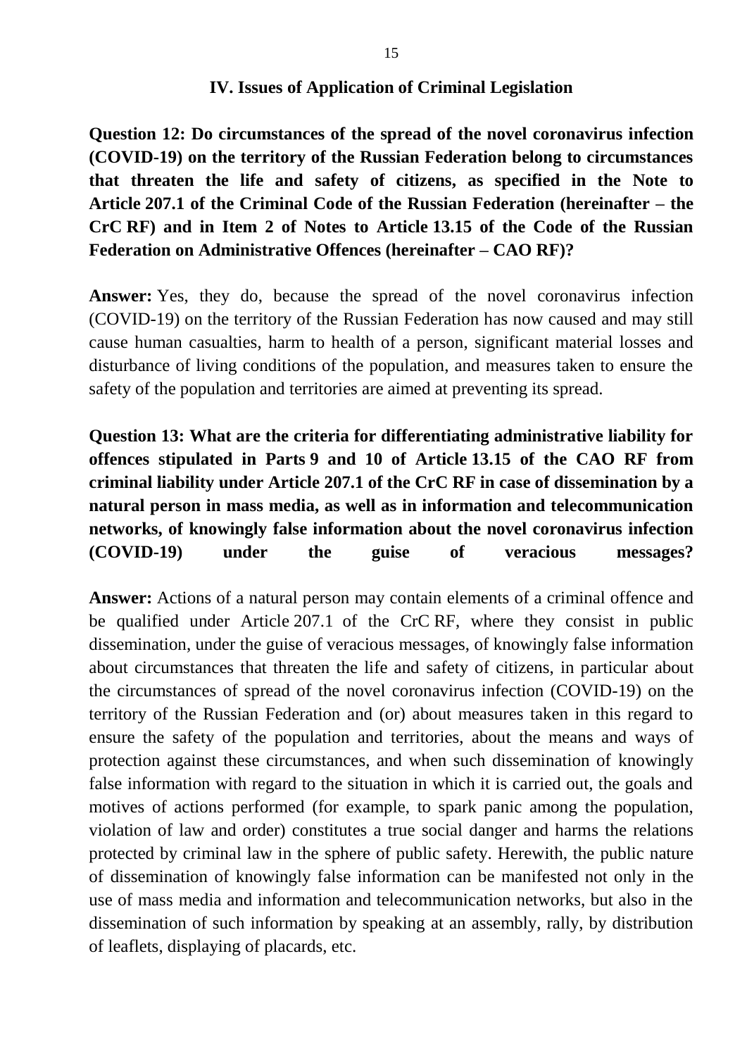## IV. Issues of Application of Criminal Legislation

**Question 12: Do circumstances of the spread of the novel coronavirus infection (COVID-19) on the territory of the Russian Federation belong to circumstances that threaten the life and safety of citizens, as specified in the Note to Article 207.1 of the Criminal Code of the Russian Federation (hereinafter – the CrC RF) and in Item 2 of Notes to Article 13.15 of the Code of the Russian Federation on Administrative Offences (hereinafter – CAO RF)?**

**Answer:** Yes, they do, because the spread of the novel coronavirus infection (COVID-19) on the territory of the Russian Federation has now caused and may still cause human casualties, harm to health of a person, significant material losses and disturbance of living conditions of the population, and measures taken to ensure the safety of the population and territories are aimed at preventing its spread.

**Question 13: What are the criteria for differentiating administrative liability for offences stipulated in Parts 9 and 10 of Article 13.15 of the CAO RF from criminal liability under Article 207.1 of the CrC RF in case of dissemination by a natural person in mass media, as well as in information and telecommunication networks, of knowingly false information about the novel coronavirus infection (COVID-19) under the guise of veracious messages?**

**Answer:** Actions of a natural person may contain elements of a criminal offence and be qualified under Article 207.1 of the CrC RF, where they consist in public dissemination, under the guise of veracious messages, of knowingly false information about circumstances that threaten the life and safety of citizens, in particular about the circumstances of spread of the novel coronavirus infection (COVID-19) on the territory of the Russian Federation and (or) about measures taken in this regard to ensure the safety of the population and territories, about the means and ways of protection against these circumstances, and when such dissemination of knowingly false information with regard to the situation in which it is carried out, the goals and motives of actions performed (for example, to spark panic among the population, violation of law and order) constitutes a true social danger and harms the relations protected by criminal law in the sphere of public safety. Herewith, the public nature of dissemination of knowingly false information can be manifested not only in the use of mass media and information and telecommunication networks, but also in the dissemination of such information by speaking at an assembly, rally, by distribution of leaflets, displaying of placards, etc.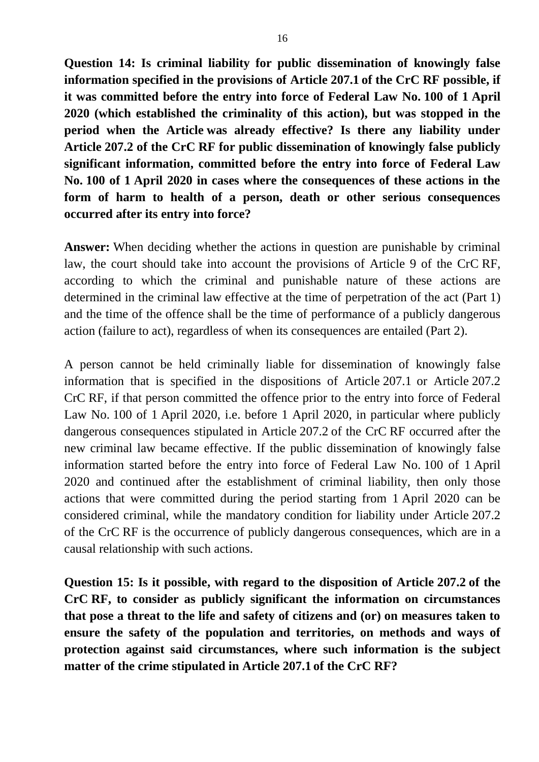**Question 14: Is criminal liability for public dissemination of knowingly false information specified in the provisions of Article 207.1 of the CrC RF possible, if it was committed before the entry into force of Federal Law No. 100 of 1 April 2020 (which established the criminality of this action), but was stopped in the period when the Article was already effective? Is there any liability under Article 207.2 of the CrC RF for public dissemination of knowingly false publicly significant information, committed before the entry into force of Federal Law No. 100 of 1 April 2020 in cases where the consequences of these actions in the form of harm to health of a person, death or other serious consequences occurred after its entry into force?**

**Answer:** When deciding whether the actions in question are punishable by criminal law, the court should take into account the provisions of Article 9 of the CrC RF, according to which the criminal and punishable nature of these actions are determined in the criminal law effective at the time of perpetration of the act (Part 1) and the time of the offence shall be the time of performance of a publicly dangerous action (failure to act), regardless of when its consequences are entailed (Part 2).

A person cannot be held criminally liable for dissemination of knowingly false information that is specified in the dispositions of Article 207.1 or Article 207.2 CrC RF, if that person committed the offence prior to the entry into force of Federal Law No. 100 of 1 April 2020, i.e. before 1 April 2020, in particular where publicly dangerous consequences stipulated in Article 207.2 of the CrC RF occurred after the new criminal law became effective. If the public dissemination of knowingly false information started before the entry into force of Federal Law No. 100 of 1 April 2020 and continued after the establishment of criminal liability, then only those actions that were committed during the period starting from 1 April 2020 can be considered criminal, while the mandatory condition for liability under Article 207.2 of the CrC RF is the occurrence of publicly dangerous consequences, which are in a causal relationship with such actions.

**Question 15: Is it possible, with regard to the disposition of Article 207.2 of the CrC RF, to consider as publicly significant the information on circumstances that pose a threat to the life and safety of citizens and (or) on measures taken to ensure the safety of the population and territories, on methods and ways of protection against said circumstances, where such information is the subject matter of the crime stipulated in Article 207.1 of the CrC RF?**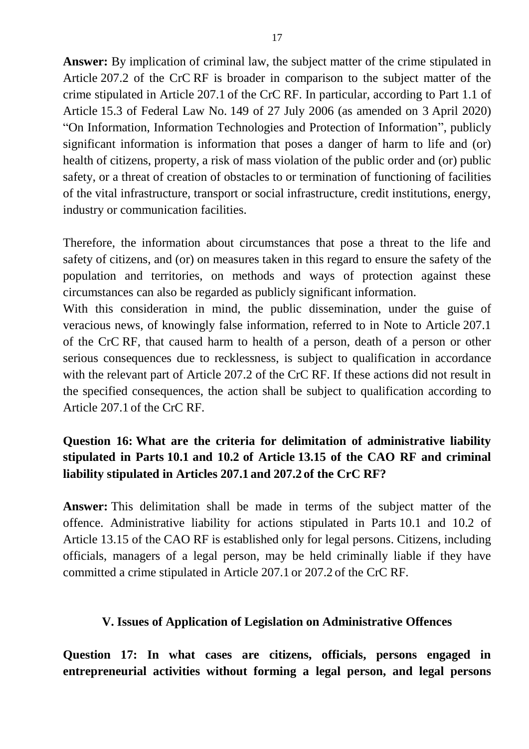**Answer:** By implication of criminal law, the subject matter of the crime stipulated in Article 207.2 of the CrC RF is broader in comparison to the subject matter of the crime stipulated in Article 207.1 of the CrC RF. In particular, according to Part 1.1 of Article 15.3 of Federal Law No. 149 of 27 July 2006 (as amended on 3 April 2020) "On Information, Information Technologies and Protection of Information", publicly significant information is information that poses a danger of harm to life and (or) health of citizens, property, a risk of mass violation of the public order and (or) public safety, or a threat of creation of obstacles to or termination of functioning of facilities of the vital infrastructure, transport or social infrastructure, credit institutions, energy, industry or communication facilities.

Therefore, the information about circumstances that pose a threat to the life and safety of citizens, and (or) on measures taken in this regard to ensure the safety of the population and territories, on methods and ways of protection against these circumstances can also be regarded as publicly significant information.

With this consideration in mind, the public dissemination, under the guise of veracious news, of knowingly false information, referred to in Note to Article 207.1 of the CrC RF, that caused harm to health of a person, death of a person or other serious consequences due to recklessness, is subject to qualification in accordance with the relevant part of Article 207.2 of the CrC RF. If these actions did not result in the specified consequences, the action shall be subject to qualification according to Article 207.1 of the CrC RF.

**Question 16: What are the criteria for delimitation of administrative liability stipulated in Parts 10.1 and 10.2 of Article 13.15 of the CAO RF and criminal liability stipulated in Articles 207.1 and 207.2 of the CrC RF?**

**Answer:** This delimitation shall be made in terms of the subject matter of the offence. Administrative liability for actions stipulated in Parts 10.1 and 10.2 of Article 13.15 of the CAO RF is established only for legal persons. Citizens, including officials, managers of a legal person, may be held criminally liable if they have committed a crime stipulated in Article 207.1 or 207.2 of the CrC RF.

## V. Issues of Application of Legislation on Administrative Offences

**Question 17: In what cases are citizens, officials, persons engaged in entrepreneurial activities without forming a legal person, and legal persons**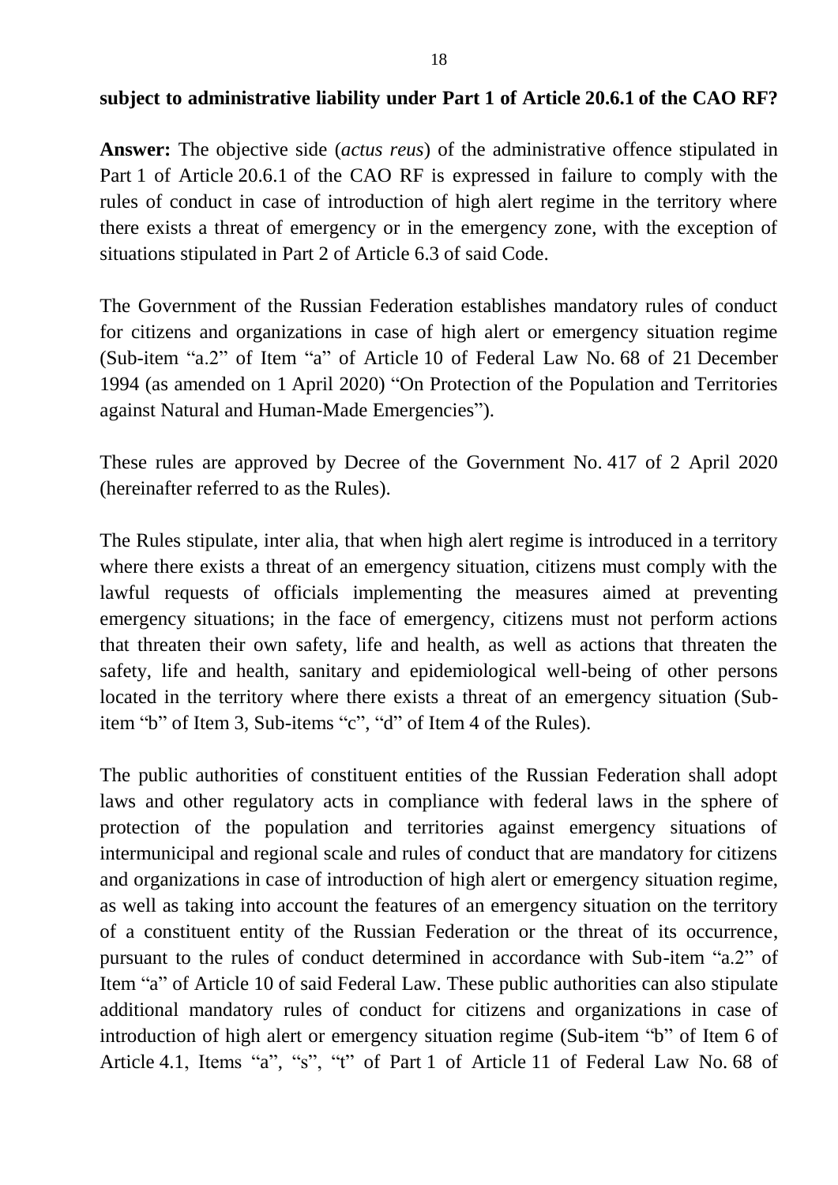**subject to administrative liability under Part 1 of Article 20.6.1 of the CAO RF?**

**Answer:** The objective side (*actus reus*) of the administrative offence stipulated in Part 1 of Article 20.6.1 of the CAO RF is expressed in failure to comply with the rules of conduct in case of introduction of high alert regime in the territory where there exists a threat of emergency or in the emergency zone, with the exception of situations stipulated in Part 2 of Article 6.3 of said Code.

The Government of the Russian Federation establishes mandatory rules of conduct for citizens and organizations in case of high alert or emergency situation regime (Sub-item "a.2" of Item "a" of Article 10 of Federal Law No. 68 of 21 December 1994 (as amended on 1 April 2020) "On Protection of the Population and Territories against Natural and Human-Made Emergencies").

These rules are approved by Decree of the Government No. 417 of 2 April 2020 (hereinafter referred to as the Rules).

The Rules stipulate, inter alia, that when high alert regime is introduced in a territory where there exists a threat of an emergency situation, citizens must comply with the lawful requests of officials implementing the measures aimed at preventing emergency situations; in the face of emergency, citizens must not perform actions that threaten their own safety, life and health, as well as actions that threaten the safety, life and health, sanitary and epidemiological well-being of other persons located in the territory where there exists a threat of an emergency situation (Sub-item "b" of Item 3, Sub-items "c", "d" of Item 4 of the Rules).

The public authorities of constituent entities of the Russian Federation shall adopt laws and other regulatory acts in compliance with federal laws in the sphere of protection of the population and territories against emergency situations of intermunicipal and regional scale and rules of conduct that are mandatory for citizens and organizations in case of introduction of high alert or emergency situation regime, as well as taking into account the features of an emergency situation on the territory of a constituent entity of the Russian Federation or the threat of its occurrence, pursuant to the rules of conduct determined in accordance with Sub-item "a.2" of Item "a" of Article 10 of said Federal Law. These public authorities can also stipulate additional mandatory rules of conduct for citizens and organizations in case of introduction of high alert or emergency situation regime (Sub-item "b" of Item 6 of Article 4.1, Items "a", "s", "t" of Part 1 of Article 11 of Federal Law No. 68 of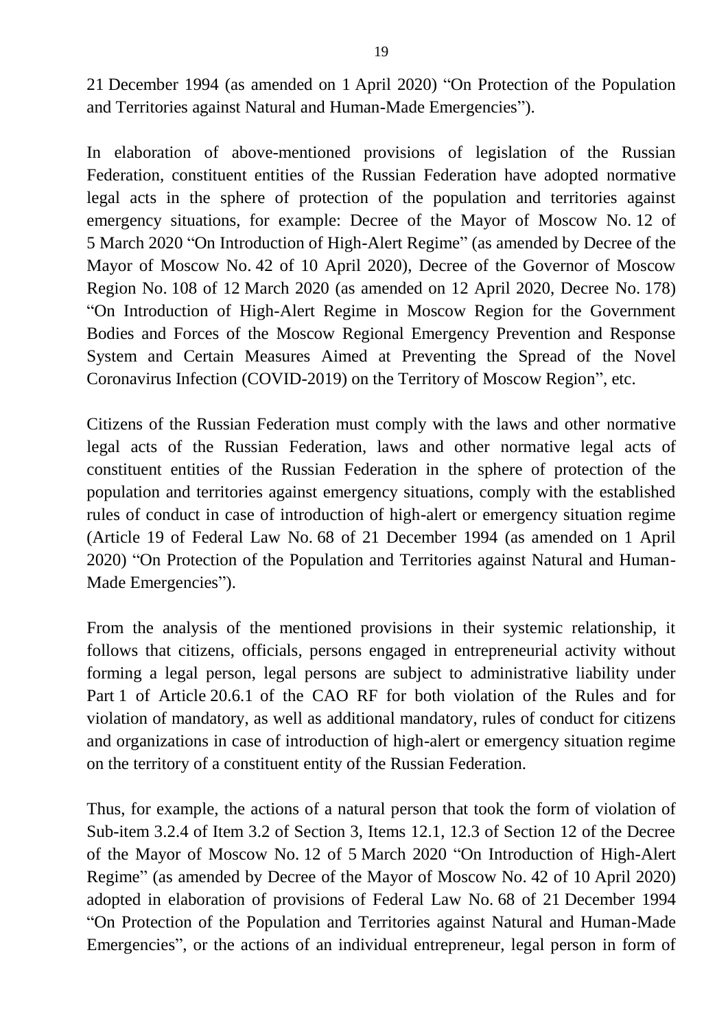21 December 1994 (as amended on 1 April 2020) "On Protection of the Population and Territories against Natural and Human-Made Emergencies").

In elaboration of above-mentioned provisions of legislation of the Russian Federation, constituent entities of the Russian Federation have adopted normative legal acts in the sphere of protection of the population and territories against emergency situations, for example: Decree of the Mayor of Moscow No. 12 of 5 March 2020 "On Introduction of High-Alert Regime" (as amended by Decree of the Mayor of Moscow No. 42 of 10 April 2020), Decree of the Governor of Moscow Region No. 108 of 12 March 2020 (as amended on 12 April 2020, Decree No. 178) "On Introduction of High-Alert Regime in Moscow Region for the Government Bodies and Forces of the Moscow Regional Emergency Prevention and Response System and Certain Measures Aimed at Preventing the Spread of the Novel Coronavirus Infection (COVID-2019) on the Territory of Moscow Region", etc.

Citizens of the Russian Federation must comply with the laws and other normative legal acts of the Russian Federation, laws and other normative legal acts of constituent entities of the Russian Federation in the sphere of protection of the population and territories against emergency situations, comply with the established rules of conduct in case of introduction of high-alert or emergency situation regime (Article 19 of Federal Law No. 68 of 21 December 1994 (as amended on 1 April 2020) "On Protection of the Population and Territories against Natural and Human-Made Emergencies").

From the analysis of the mentioned provisions in their systemic relationship, it follows that citizens, officials, persons engaged in entrepreneurial activity without forming a legal person, legal persons are subject to administrative liability under Part 1 of Article 20.6.1 of the CAO RF for both violation of the Rules and for violation of mandatory, as well as additional mandatory, rules of conduct for citizens and organizations in case of introduction of high-alert or emergency situation regime on the territory of a constituent entity of the Russian Federation.

Thus, for example, the actions of a natural person that took the form of violation of Sub-item 3.2.4 of Item 3.2 of Section 3, Items 12.1, 12.3 of Section 12 of the Decree of the Mayor of Moscow No. 12 of 5 March 2020 "On Introduction of High-Alert Regime" (as amended by Decree of the Mayor of Moscow No. 42 of 10 April 2020) adopted in elaboration of provisions of Federal Law No. 68 of 21 December 1994 "On Protection of the Population and Territories against Natural and Human-Made Emergencies", or the actions of an individual entrepreneur, legal person in form of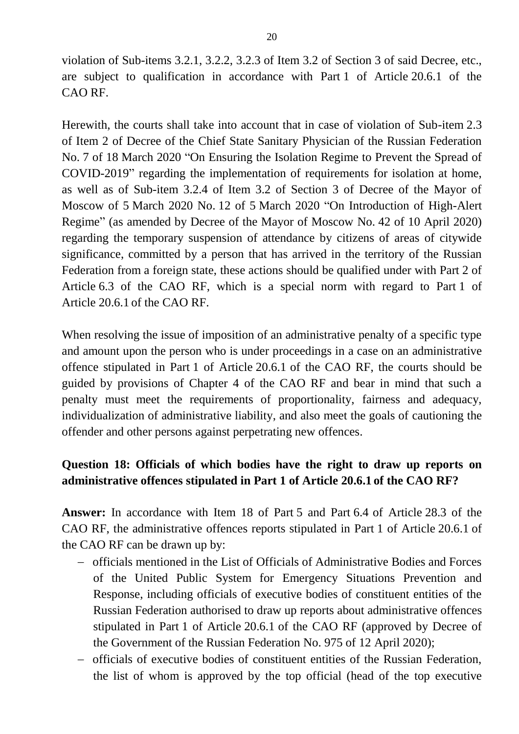violation of Sub-items 3.2.1, 3.2.2, 3.2.3 of Item 3.2 of Section 3 of said Decree, etc., are subject to qualification in accordance with Part 1 of Article 20.6.1 of the CAO RF.

Herewith, the courts shall take into account that in case of violation of Sub-item 2.3 of Item 2 of Decree of the Chief State Sanitary Physician of the Russian Federation No. 7 of 18 March 2020 "On Ensuring the Isolation Regime to Prevent the Spread of COVID-2019" regarding the implementation of requirements for isolation at home, as well as of Sub-item 3.2.4 of Item 3.2 of Section 3 of Decree of the Mayor of Moscow of 5 March 2020 No. 12 of 5 March 2020 "On Introduction of High-Alert Regime" (as amended by Decree of the Mayor of Moscow No. 42 of 10 April 2020) regarding the temporary suspension of attendance by citizens of areas of citywide significance, committed by a person that has arrived in the territory of the Russian Federation from a foreign state, these actions should be qualified under with Part 2 of Article 6.3 of the CAO RF, which is a special norm with regard to Part 1 of Article 20.6.1 of the CAO RF.

When resolving the issue of imposition of an administrative penalty of a specific type and amount upon the person who is under proceedings in a case on an administrative offence stipulated in Part 1 of Article 20.6.1 of the CAO RF, the courts should be guided by provisions of Chapter 4 of the CAO RF and bear in mind that such a penalty must meet the requirements of proportionality, fairness and adequacy, individualization of administrative liability, and also meet the goals of cautioning the offender and other persons against perpetrating new offences.

**Question 18: Officials of which bodies have the right to draw up reports on administrative offences stipulated in Part 1 of Article 20.6.1 of the CAO RF?**

**Answer:** In accordance with Item 18 of Part 5 and Part 6.4 of Article 28.3 of the CAO RF, the administrative offences reports stipulated in Part 1 of Article 20.6.1 of the CAO RF can be drawn up by:

- officials mentioned in the List of Officials of Administrative Bodies and Forces of the United Public System for Emergency Situations Prevention and Response, including officials of executive bodies of constituent entities of the Russian Federation authorised to draw up reports about administrative offences stipulated in Part 1 of Article 20.6.1 of the CAO RF (approved by Decree of the Government of the Russian Federation No. 975 of 12 April 2020);
- officials of executive bodies of constituent entities of the Russian Federation, the list of whom is approved by the top official (head of the top executive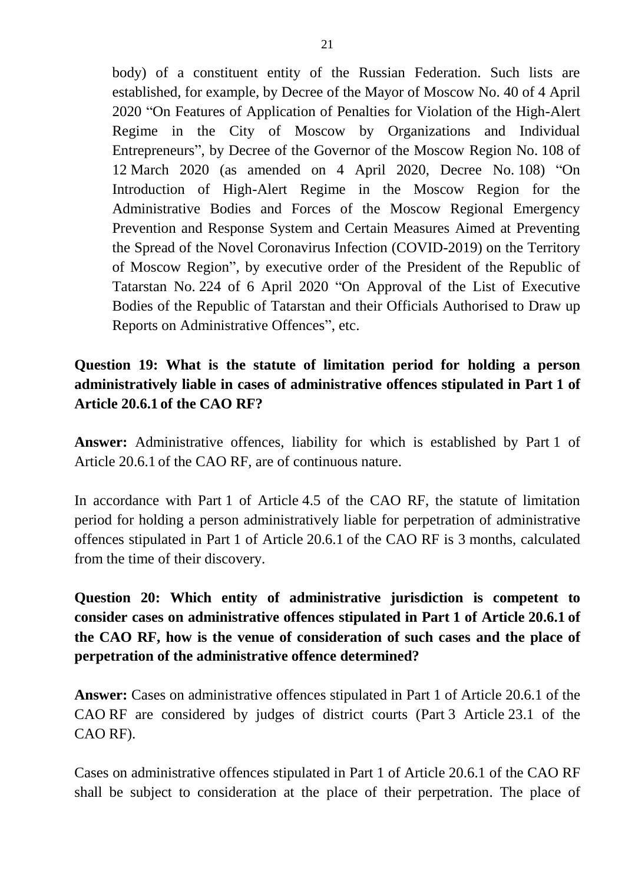body) of a constituent entity of the Russian Federation. Such lists are established, for example, by Decree of the Mayor of Moscow No. 40 of 4 April 2020 "On Features of Application of Penalties for Violation of the High-Alert Regime in the City of Moscow by Organizations and Individual Entrepreneurs", by Decree of the Governor of the Moscow Region No. 108 of 12 March 2020 (as amended on 4 April 2020, Decree No. 108) "On Introduction of High-Alert Regime in the Moscow Region for the Administrative Bodies and Forces of the Moscow Regional Emergency Prevention and Response System and Certain Measures Aimed at Preventing the Spread of the Novel Coronavirus Infection (COVID-2019) on the Territory of Moscow Region", by executive order of the President of the Republic of Tatarstan No. 224 of 6 April 2020 "On Approval of the List of Executive Bodies of the Republic of Tatarstan and their Officials Authorised to Draw up Reports on Administrative Offences", etc.

**Question 19: What is the statute of limitation period for holding a person administratively liable in cases of administrative offences stipulated in Part 1 of Article 20.6.1 of the CAO RF?**

**Answer:** Administrative offences, liability for which is established by Part 1 of Article 20.6.1 of the CAO RF, are of continuous nature.

In accordance with Part 1 of Article 4.5 of the CAO RF, the statute of limitation period for holding a person administratively liable for perpetration of administrative offences stipulated in Part 1 of Article 20.6.1 of the CAO RF is 3 months, calculated from the time of their discovery.

**Question 20: Which entity of administrative jurisdiction is competent to consider cases on administrative offences stipulated in Part 1 of Article 20.6.1 of the CAO RF, how is the venue of consideration of such cases and the place of perpetration of the administrative offence determined?**

**Answer:** Cases on administrative offences stipulated in Part 1 of Article 20.6.1 of the CAO RF are considered by judges of district courts (Part 3 Article 23.1 of the CAO RF).

Cases on administrative offences stipulated in Part 1 of Article 20.6.1 of the CAO RF shall be subject to consideration at the place of their perpetration. The place of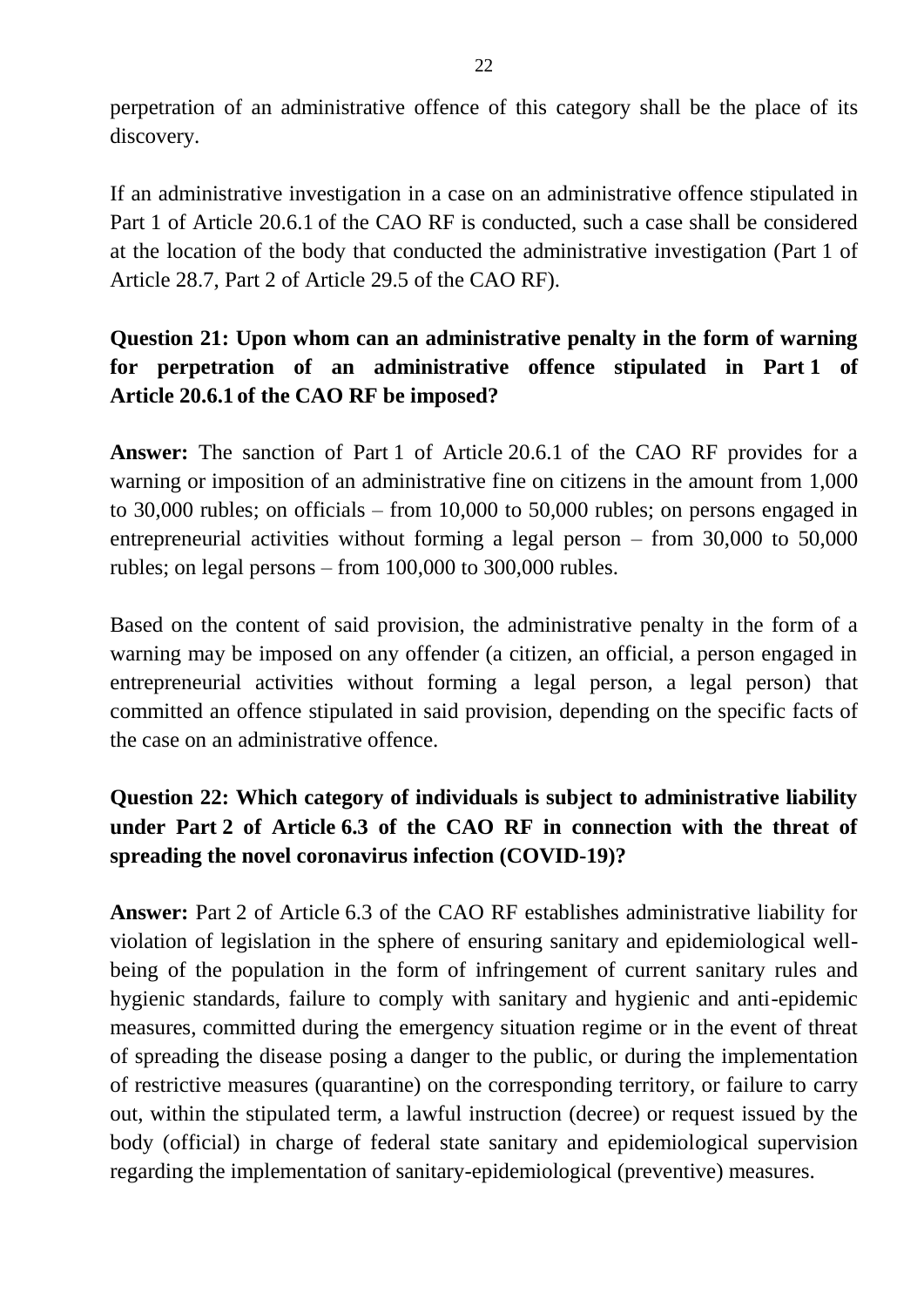perpetration of an administrative offence of this category shall be the place of its discovery.

If an administrative investigation in a case on an administrative offence stipulated in Part 1 of Article 20.6.1 of the CAO RF is conducted, such a case shall be considered at the location of the body that conducted the administrative investigation (Part 1 of Article 28.7, Part 2 of Article 29.5 of the CAO RF).

**Question 21: Upon whom can an administrative penalty in the form of warning for perpetration of an administrative offence stipulated in Part 1 of Article 20.6.1 of the CAO RF be imposed?**

**Answer:** The sanction of Part 1 of Article 20.6.1 of the CAO RF provides for a warning or imposition of an administrative fine on citizens in the amount from 1,000 to 30,000 rubles; on officials – from 10,000 to 50,000 rubles; on persons engaged in entrepreneurial activities without forming a legal person – from 30,000 to 50,000 rubles; on legal persons – from 100,000 to 300,000 rubles.

Based on the content of said provision, the administrative penalty in the form of a warning may be imposed on any offender (a citizen, an official, a person engaged in entrepreneurial activities without forming a legal person, a legal person) that committed an offence stipulated in said provision, depending on the specific facts of the case on an administrative offence.

**Question 22: Which category of individuals is subject to administrative liability under Part 2 of Article 6.3 of the CAO RF in connection with the threat of spreading the novel coronavirus infection (COVID-19)?**

**Answer:** Part 2 of Article 6.3 of the CAO RF establishes administrative liability for violation of legislation in the sphere of ensuring sanitary and epidemiological well-being of the population in the form of infringement of current sanitary rules and hygienic standards, failure to comply with sanitary and hygienic and anti-epidemic measures, committed during the emergency situation regime or in the event of threat of spreading the disease posing a danger to the public, or during the implementation of restrictive measures (quarantine) on the corresponding territory, or failure to carry out, within the stipulated term, a lawful instruction (decree) or request issued by the body (official) in charge of federal state sanitary and epidemiological supervision regarding the implementation of sanitary-epidemiological (preventive) measures.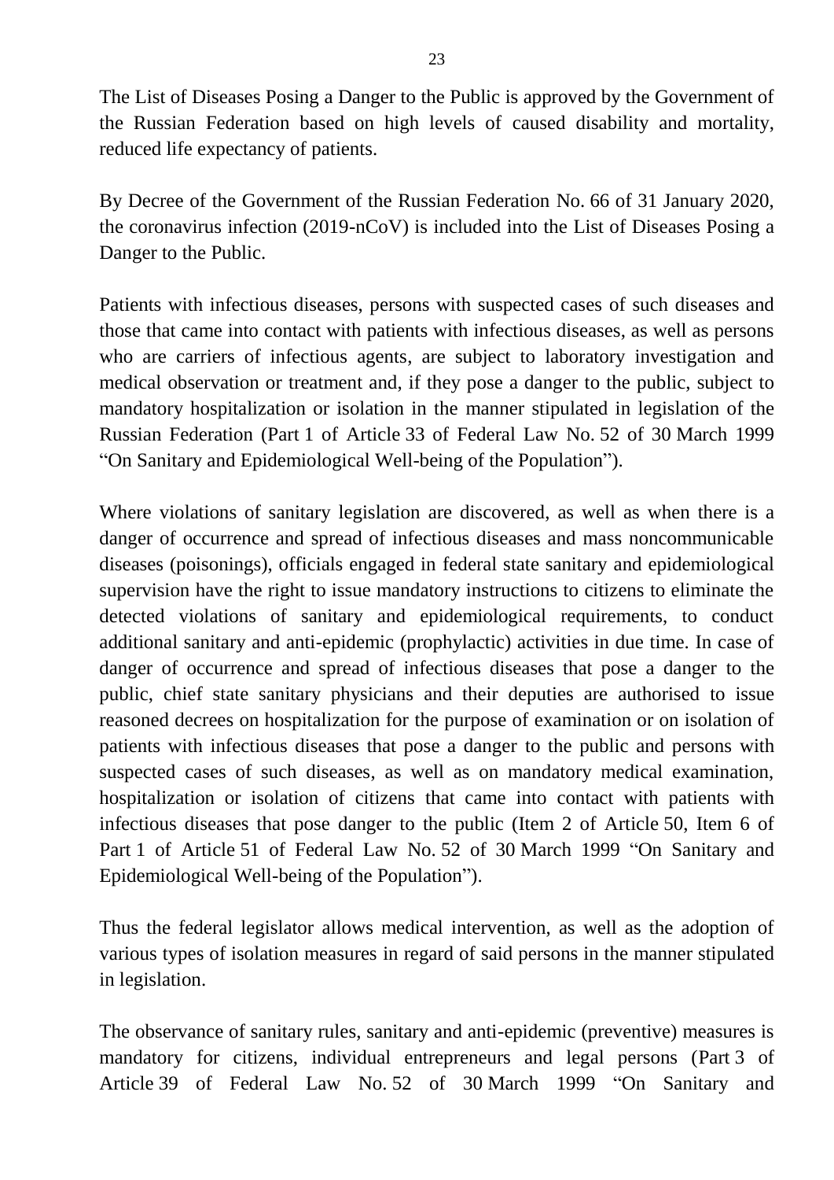The List of Diseases Posing a Danger to the Public is approved by the Government of the Russian Federation based on high levels of caused disability and mortality, reduced life expectancy of patients.

By Decree of the Government of the Russian Federation No. 66 of 31 January 2020, the coronavirus infection (2019-nCoV) is included into the List of Diseases Posing a Danger to the Public.

Patients with infectious diseases, persons with suspected cases of such diseases and those that came into contact with patients with infectious diseases, as well as persons who are carriers of infectious agents, are subject to laboratory investigation and medical observation or treatment and, if they pose a danger to the public, subject to mandatory hospitalization or isolation in the manner stipulated in legislation of the Russian Federation (Part 1 of Article 33 of Federal Law No. 52 of 30 March 1999 "On Sanitary and Epidemiological Well-being of the Population").

Where violations of sanitary legislation are discovered, as well as when there is a danger of occurrence and spread of infectious diseases and mass noncommunicable diseases (poisonings), officials engaged in federal state sanitary and epidemiological supervision have the right to issue mandatory instructions to citizens to eliminate the detected violations of sanitary and epidemiological requirements, to conduct additional sanitary and anti-epidemic (prophylactic) activities in due time. In case of danger of occurrence and spread of infectious diseases that pose a danger to the public, chief state sanitary physicians and their deputies are authorised to issue reasoned decrees on hospitalization for the purpose of examination or on isolation of patients with infectious diseases that pose a danger to the public and persons with suspected cases of such diseases, as well as on mandatory medical examination, hospitalization or isolation of citizens that came into contact with patients with infectious diseases that pose danger to the public (Item 2 of Article 50, Item 6 of Part 1 of Article 51 of Federal Law No. 52 of 30 March 1999 "On Sanitary and Epidemiological Well-being of the Population").

Thus the federal legislator allows medical intervention, as well as the adoption of various types of isolation measures in regard of said persons in the manner stipulated in legislation.

The observance of sanitary rules, sanitary and anti-epidemic (preventive) measures is mandatory for citizens, individual entrepreneurs and legal persons (Part 3 of Article 39 of Federal Law No. 52 of 30 March 1999 "On Sanitary and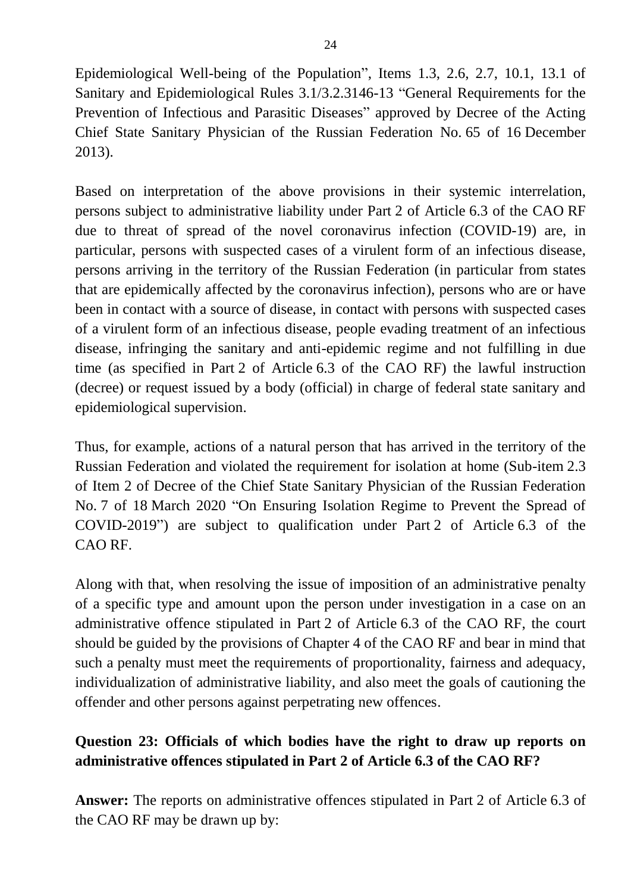Epidemiological Well-being of the Population", Items 1.3, 2.6, 2.7, 10.1, 13.1 of Sanitary and Epidemiological Rules 3.1/3.2.3146-13 "General Requirements for the Prevention of Infectious and Parasitic Diseases" approved by Decree of the Acting Chief State Sanitary Physician of the Russian Federation No. 65 of 16 December 2013).

Based on interpretation of the above provisions in their systemic interrelation, persons subject to administrative liability under Part 2 of Article 6.3 of the CAO RF due to threat of spread of the novel coronavirus infection (COVID-19) are, in particular, persons with suspected cases of a virulent form of an infectious disease, persons arriving in the territory of the Russian Federation (in particular from states that are epidemically affected by the coronavirus infection), persons who are or have been in contact with a source of disease, in contact with persons with suspected cases of a virulent form of an infectious disease, people evading treatment of an infectious disease, infringing the sanitary and anti-epidemic regime and not fulfilling in due time (as specified in Part 2 of Article 6.3 of the CAO RF) the lawful instruction (decree) or request issued by a body (official) in charge of federal state sanitary and epidemiological supervision.

Thus, for example, actions of a natural person that has arrived in the territory of the Russian Federation and violated the requirement for isolation at home (Sub-item 2.3 of Item 2 of Decree of the Chief State Sanitary Physician of the Russian Federation No. 7 of 18 March 2020 "On Ensuring Isolation Regime to Prevent the Spread of COVID-2019") are subject to qualification under Part 2 of Article 6.3 of the CAO RF.

Along with that, when resolving the issue of imposition of an administrative penalty of a specific type and amount upon the person under investigation in a case on an administrative offence stipulated in Part 2 of Article 6.3 of the CAO RF, the court should be guided by the provisions of Chapter 4 of the CAO RF and bear in mind that such a penalty must meet the requirements of proportionality, fairness and adequacy, individualization of administrative liability, and also meet the goals of cautioning the offender and other persons against perpetrating new offences.

**Question 23: Officials of which bodies have the right to draw up reports on administrative offences stipulated in Part 2 of Article 6.3 of the CAO RF?**

**Answer:** The reports on administrative offences stipulated in Part 2 of Article 6.3 of the CAO RF may be drawn up by: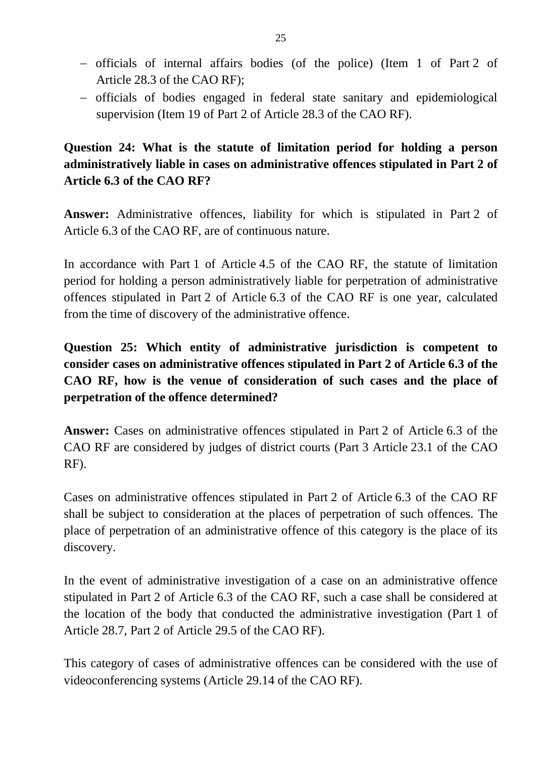- officials of internal affairs bodies (of the police) (Item 1 of Part 2 of Article 28.3 of the CAO RF);
- officials of bodies engaged in federal state sanitary and epidemiological supervision (Item 19 of Part 2 of Article 28.3 of the CAO RF).

**Question 24: What is the statute of limitation period for holding a person administratively liable in cases on administrative offences stipulated in Part 2 of Article 6.3 of the CAO RF?**

**Answer:** Administrative offences, liability for which is stipulated in Part 2 of Article 6.3 of the CAO RF, are of continuous nature.

In accordance with Part 1 of Article 4.5 of the CAO RF, the statute of limitation period for holding a person administratively liable for perpetration of administrative offences stipulated in Part 2 of Article 6.3 of the CAO RF is one year, calculated from the time of discovery of the administrative offence.

**Question 25: Which entity of administrative jurisdiction is competent to consider cases on administrative offences stipulated in Part 2 of Article 6.3 of the CAO RF, how is the venue of consideration of such cases and the place of perpetration of the offence determined?**

**Answer:** Cases on administrative offences stipulated in Part 2 of Article 6.3 of the CAO RF are considered by judges of district courts (Part 3 Article 23.1 of the CAO RF).

Cases on administrative offences stipulated in Part 2 of Article 6.3 of the CAO RF shall be subject to consideration at the places of perpetration of such offences. The place of perpetration of an administrative offence of this category is the place of its discovery.

In the event of administrative investigation of a case on an administrative offence stipulated in Part 2 of Article 6.3 of the CAO RF, such a case shall be considered at the location of the body that conducted the administrative investigation (Part 1 of Article 28.7, Part 2 of Article 29.5 of the CAO RF).

This category of cases of administrative offences can be considered with the use of videoconferencing systems (Article 29.14 of the CAO RF).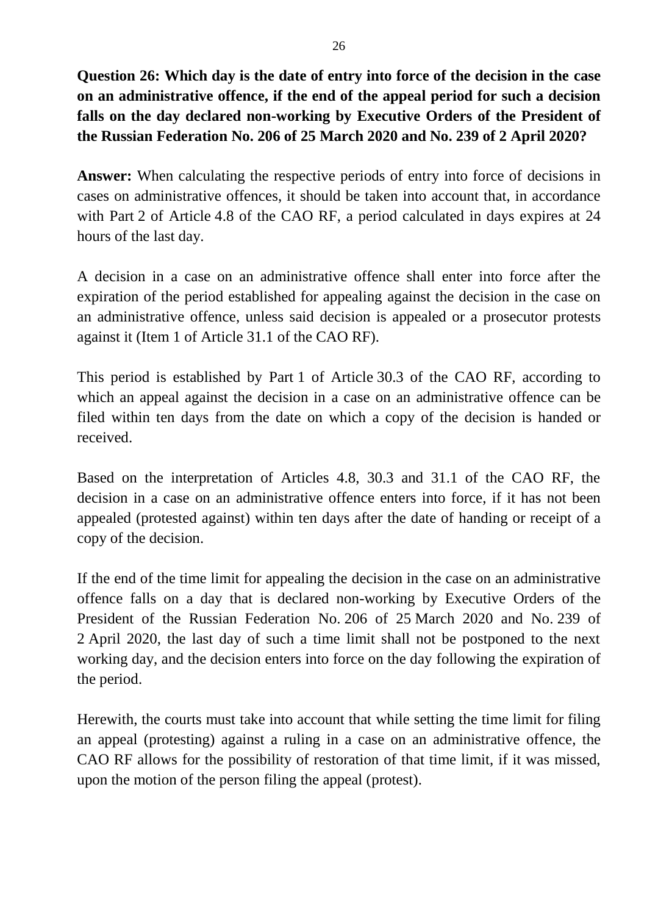**Question 26: Which day is the date of entry into force of the decision in the case on an administrative offence, if the end of the appeal period for such a decision falls on the day declared non-working by Executive Orders of the President of the Russian Federation No. 206 of 25 March 2020 and No. 239 of 2 April 2020?**

**Answer:** When calculating the respective periods of entry into force of decisions in cases on administrative offences, it should be taken into account that, in accordance with Part 2 of Article 4.8 of the CAO RF, a period calculated in days expires at 24 hours of the last day.

A decision in a case on an administrative offence shall enter into force after the expiration of the period established for appealing against the decision in the case on an administrative offence, unless said decision is appealed or a prosecutor protests against it (Item 1 of Article 31.1 of the CAO RF).

This period is established by Part 1 of Article 30.3 of the CAO RF, according to which an appeal against the decision in a case on an administrative offence can be filed within ten days from the date on which a copy of the decision is handed or received.

Based on the interpretation of Articles 4.8, 30.3 and 31.1 of the CAO RF, the decision in a case on an administrative offence enters into force, if it has not been appealed (protested against) within ten days after the date of handing or receipt of a copy of the decision.

If the end of the time limit for appealing the decision in the case on an administrative offence falls on a day that is declared non-working by Executive Orders of the President of the Russian Federation No. 206 of 25 March 2020 and No. 239 of 2 April 2020, the last day of such a time limit shall not be postponed to the next working day, and the decision enters into force on the day following the expiration of the period.

Herewith, the courts must take into account that while setting the time limit for filing an appeal (protesting) against a ruling in a case on an administrative offence, the CAO RF allows for the possibility of restoration of that time limit, if it was missed, upon the motion of the person filing the appeal (protest).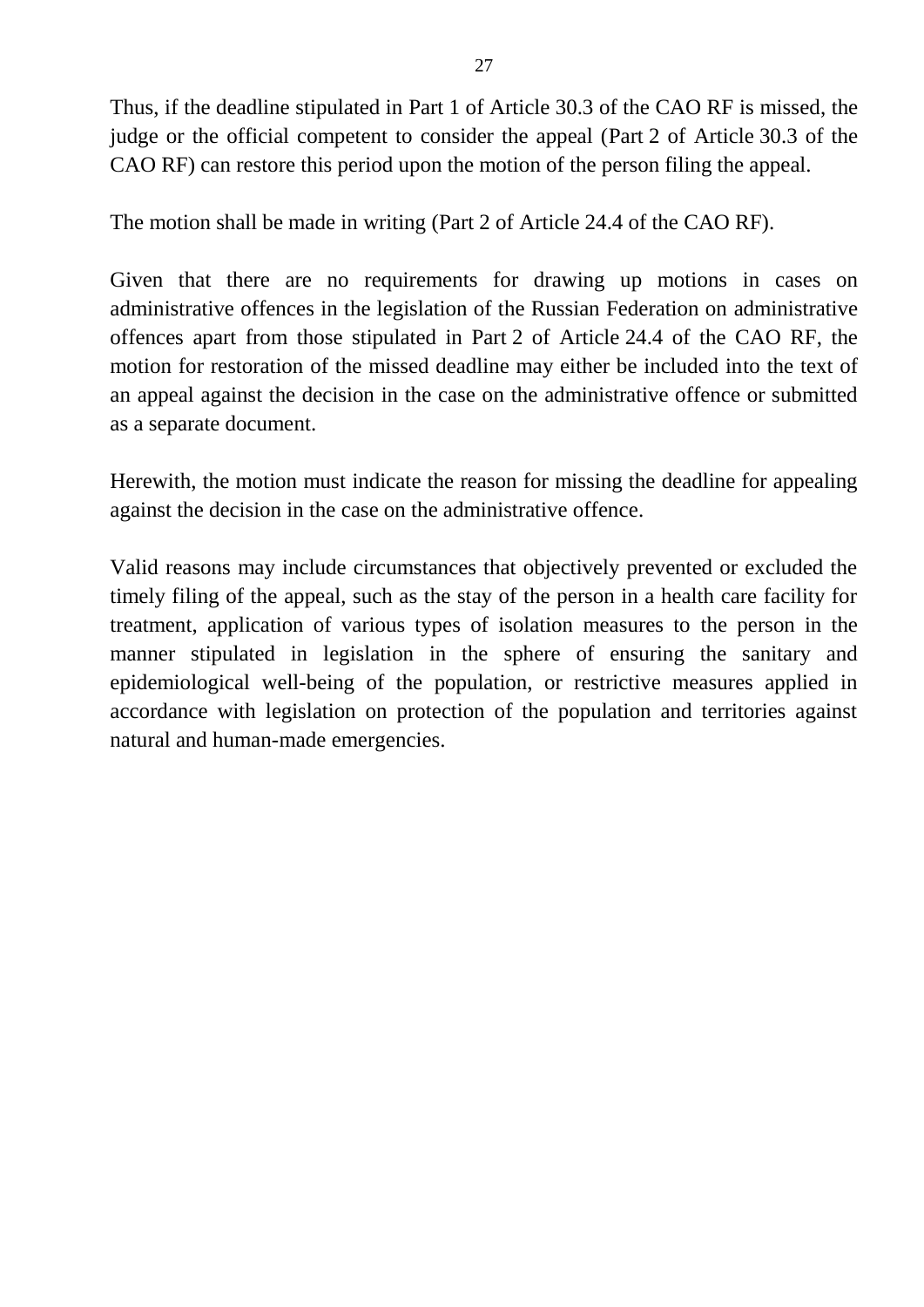Thus, if the deadline stipulated in Part 1 of Article 30.3 of the CAO RF is missed, the judge or the official competent to consider the appeal (Part 2 of Article 30.3 of the CAO RF) can restore this period upon the motion of the person filing the appeal.

The motion shall be made in writing (Part 2 of Article 24.4 of the CAO RF).

Given that there are no requirements for drawing up motions in cases on administrative offences in the legislation of the Russian Federation on administrative offences apart from those stipulated in Part 2 of Article 24.4 of the CAO RF, the motion for restoration of the missed deadline may either be included into the text of an appeal against the decision in the case on the administrative offence or submitted as a separate document.

Herewith, the motion must indicate the reason for missing the deadline for appealing against the decision in the case on the administrative offence.

Valid reasons may include circumstances that objectively prevented or excluded the timely filing of the appeal, such as the stay of the person in a health care facility for treatment, application of various types of isolation measures to the person in the manner stipulated in legislation in the sphere of ensuring the sanitary and epidemiological well-being of the population, or restrictive measures applied in accordance with legislation on protection of the population and territories against natural and human-made emergencies.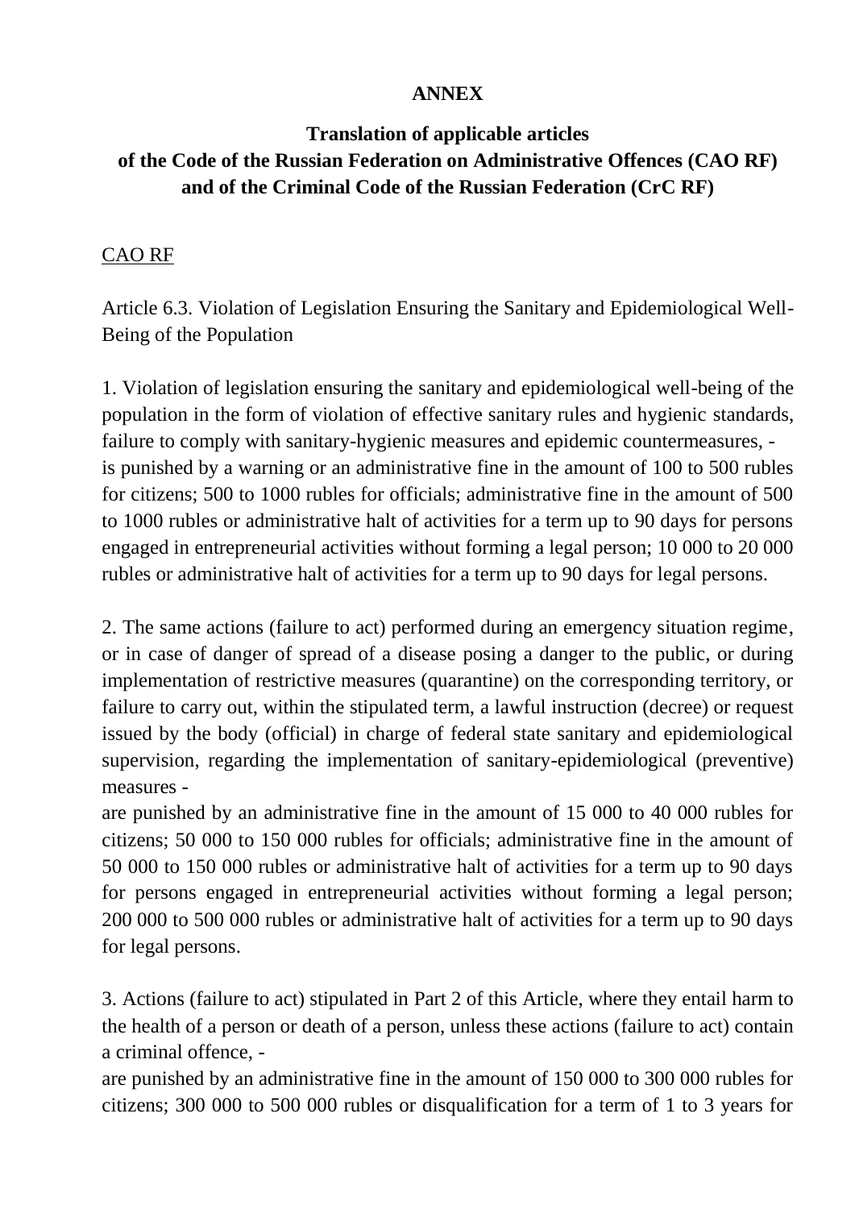**ANNEX**

**Translation of applicable articles of the Code of the Russian Federation on Administrative Offences (CAO RF) and of the Criminal Code of the Russian Federation (CrC RF)**

CAO RF

Article 6.3. Violation of Legislation Ensuring the Sanitary and Epidemiological Well-Being of the Population

1. Violation of legislation ensuring the sanitary and epidemiological well-being of the population in the form of violation of effective sanitary rules and hygienic standards, failure to comply with sanitary-hygienic measures and epidemic countermeasures, - is punished by a warning or an administrative fine in the amount of 100 to 500 rubles for citizens; 500 to 1000 rubles for officials; administrative fine in the amount of 500 to 1000 rubles or administrative halt of activities for a term up to 90 days for persons engaged in entrepreneurial activities without forming a legal person; 10 000 to 20 000 rubles or administrative halt of activities for a term up to 90 days for legal persons.

2. The same actions (failure to act) performed during an emergency situation regime, or in case of danger of spread of a disease posing a danger to the public, or during implementation of restrictive measures (quarantine) on the corresponding territory, or failure to carry out, within the stipulated term, a lawful instruction (decree) or request issued by the body (official) in charge of federal state sanitary and epidemiological supervision, regarding the implementation of sanitary-epidemiological (preventive) measures -
are punished by an administrative fine in the amount of 15 000 to 40 000 rubles for citizens; 50 000 to 150 000 rubles for officials; administrative fine in the amount of 50 000 to 150 000 rubles or administrative halt of activities for a term up to 90 days for persons engaged in entrepreneurial activities without forming a legal person; 200 000 to 500 000 rubles or administrative halt of activities for a term up to 90 days for legal persons.

3. Actions (failure to act) stipulated in Part 2 of this Article, where they entail harm to the health of a person or death of a person, unless these actions (failure to act) contain a criminal offence, -
are punished by an administrative fine in the amount of 150 000 to 300 000 rubles for citizens; 300 000 to 500 000 rubles or disqualification for a term of 1 to 3 years for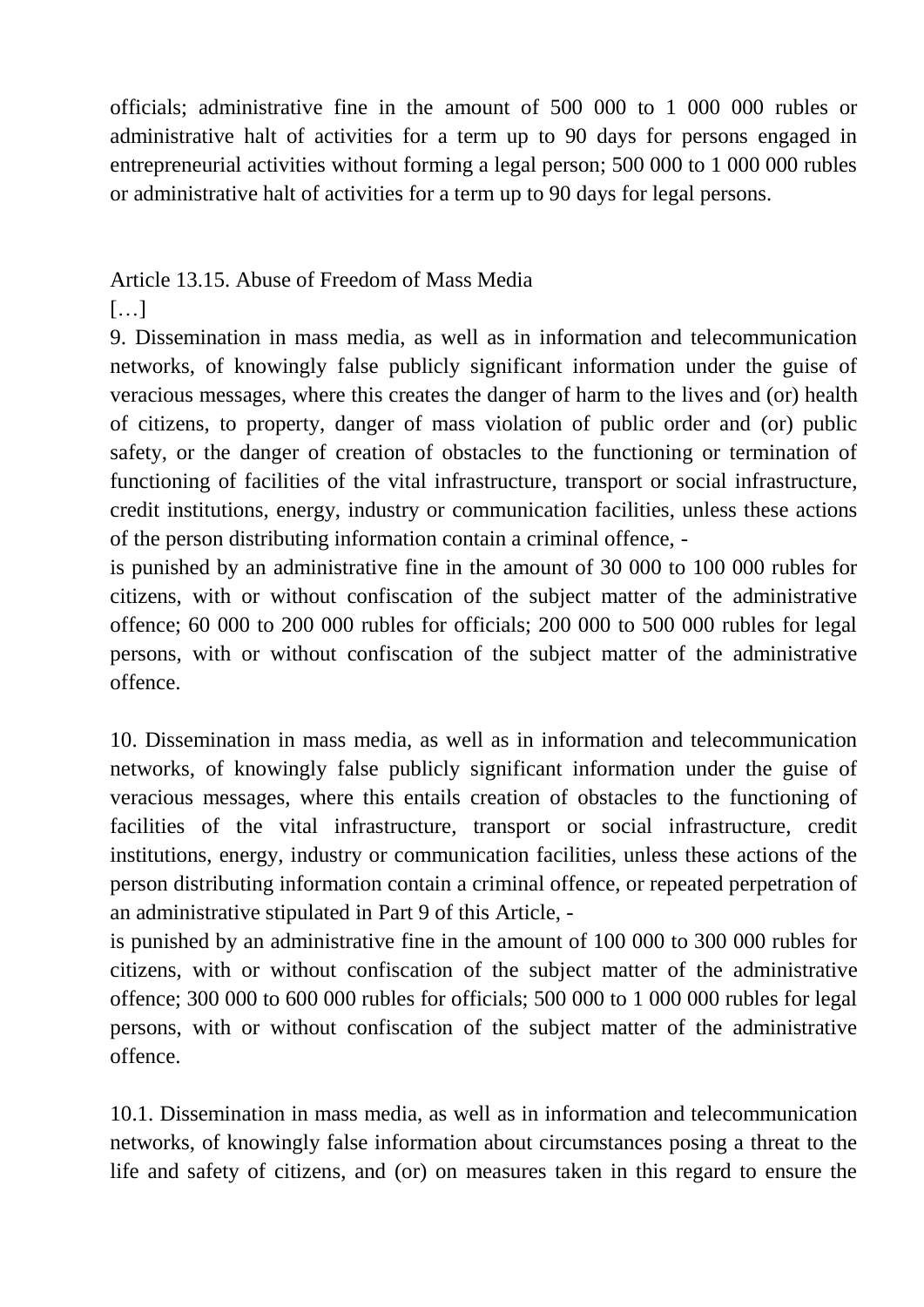officials; administrative fine in the amount of 500 000 to 1 000 000 rubles or administrative halt of activities for a term up to 90 days for persons engaged in entrepreneurial activities without forming a legal person; 500 000 to 1 000 000 rubles or administrative halt of activities for a term up to 90 days for legal persons.

Article 13.15. Abuse of Freedom of Mass Media

[…]

9. Dissemination in mass media, as well as in information and telecommunication networks, of knowingly false publicly significant information under the guise of veracious messages, where this creates the danger of harm to the lives and (or) health of citizens, to property, danger of mass violation of public order and (or) public safety, or the danger of creation of obstacles to the functioning or termination of functioning of facilities of the vital infrastructure, transport or social infrastructure, credit institutions, energy, industry or communication facilities, unless these actions of the person distributing information contain a criminal offence, -

is punished by an administrative fine in the amount of 30 000 to 100 000 rubles for citizens, with or without confiscation of the subject matter of the administrative offence; 60 000 to 200 000 rubles for officials; 200 000 to 500 000 rubles for legal persons, with or without confiscation of the subject matter of the administrative offence.

10. Dissemination in mass media, as well as in information and telecommunication networks, of knowingly false publicly significant information under the guise of veracious messages, where this entails creation of obstacles to the functioning of facilities of the vital infrastructure, transport or social infrastructure, credit institutions, energy, industry or communication facilities, unless these actions of the person distributing information contain a criminal offence, or repeated perpetration of an administrative stipulated in Part 9 of this Article, -

is punished by an administrative fine in the amount of 100 000 to 300 000 rubles for citizens, with or without confiscation of the subject matter of the administrative offence; 300 000 to 600 000 rubles for officials; 500 000 to 1 000 000 rubles for legal persons, with or without confiscation of the subject matter of the administrative offence.

10.1. Dissemination in mass media, as well as in information and telecommunication networks, of knowingly false information about circumstances posing a threat to the life and safety of citizens, and (or) on measures taken in this regard to ensure the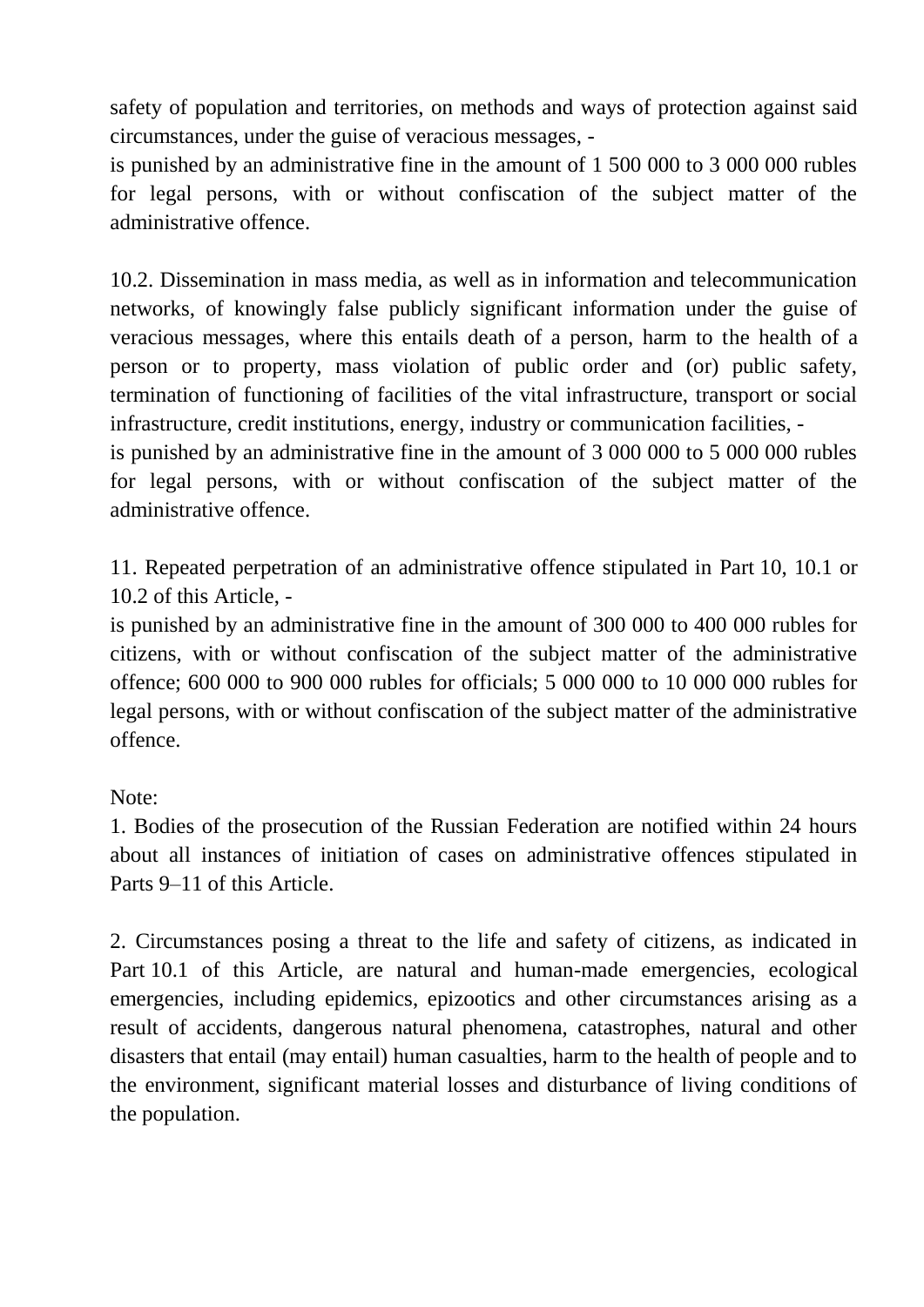safety of population and territories, on methods and ways of protection against said circumstances, under the guise of veracious messages, -

is punished by an administrative fine in the amount of 1 500 000 to 3 000 000 rubles for legal persons, with or without confiscation of the subject matter of the administrative offence.

10.2. Dissemination in mass media, as well as in information and telecommunication networks, of knowingly false publicly significant information under the guise of veracious messages, where this entails death of a person, harm to the health of a person or to property, mass violation of public order and (or) public safety, termination of functioning of facilities of the vital infrastructure, transport or social infrastructure, credit institutions, energy, industry or communication facilities, -

is punished by an administrative fine in the amount of 3 000 000 to 5 000 000 rubles for legal persons, with or without confiscation of the subject matter of the administrative offence.

11. Repeated perpetration of an administrative offence stipulated in Part 10, 10.1 or 10.2 of this Article, -

is punished by an administrative fine in the amount of 300 000 to 400 000 rubles for citizens, with or without confiscation of the subject matter of the administrative offence; 600 000 to 900 000 rubles for officials; 5 000 000 to 10 000 000 rubles for legal persons, with or without confiscation of the subject matter of the administrative offence.

Note:

1. Bodies of the prosecution of the Russian Federation are notified within 24 hours about all instances of initiation of cases on administrative offences stipulated in Parts 9–11 of this Article.

2. Circumstances posing a threat to the life and safety of citizens, as indicated in Part 10.1 of this Article, are natural and human-made emergencies, ecological emergencies, including epidemics, epizootics and other circumstances arising as a result of accidents, dangerous natural phenomena, catastrophes, natural and other disasters that entail (may entail) human casualties, harm to the health of people and to the environment, significant material losses and disturbance of living conditions of the population.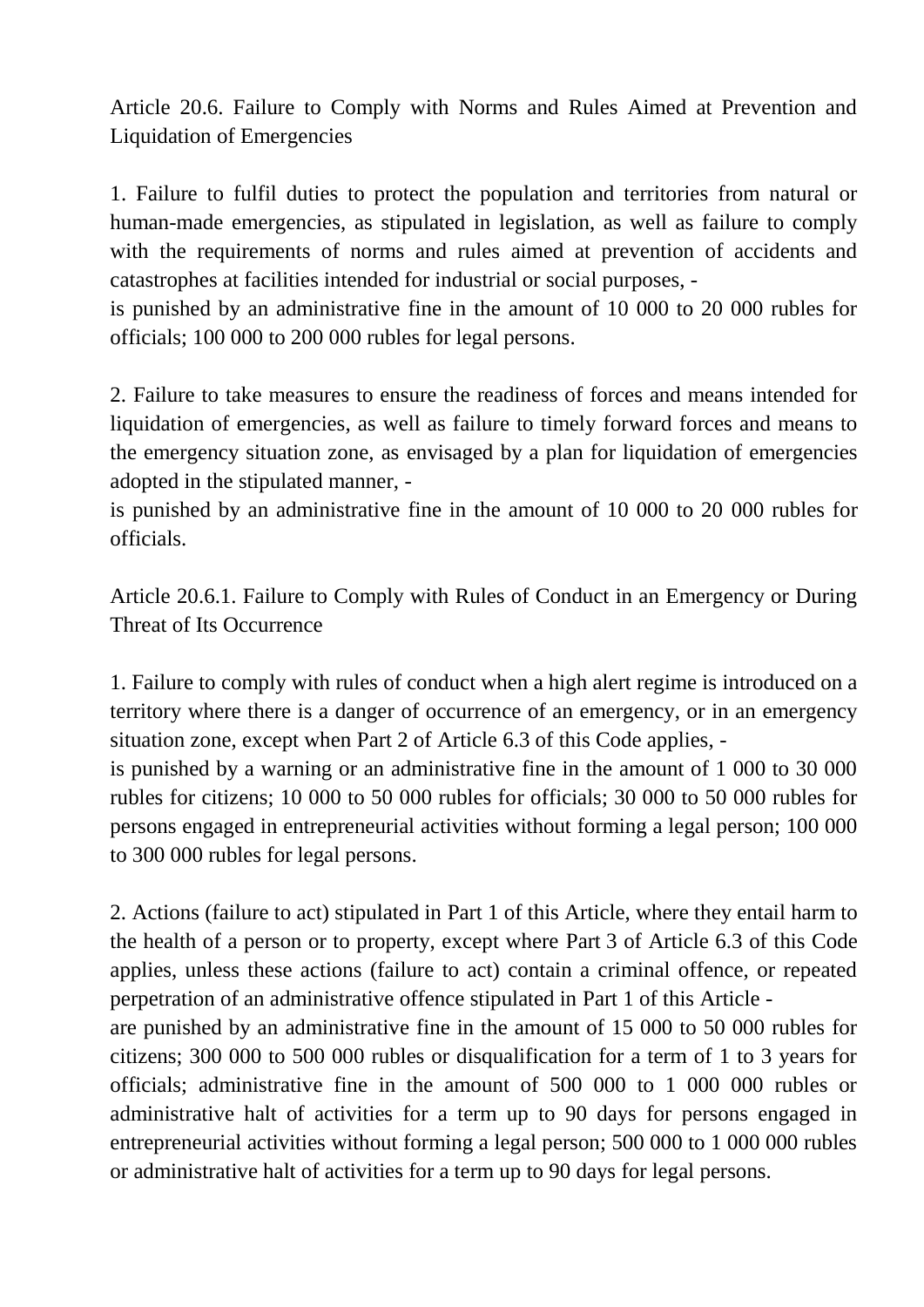### Article 20.6. Failure to Comply with Norms and Rules Aimed at Prevention and Liquidation of Emergencies

1. Failure to fulfil duties to protect the population and territories from natural or human-made emergencies, as stipulated in legislation, as well as failure to comply with the requirements of norms and rules aimed at prevention of accidents and catastrophes at facilities intended for industrial or social purposes, -
is punished by an administrative fine in the amount of 10 000 to 20 000 rubles for officials; 100 000 to 200 000 rubles for legal persons.

2. Failure to take measures to ensure the readiness of forces and means intended for liquidation of emergencies, as well as failure to timely forward forces and means to the emergency situation zone, as envisaged by a plan for liquidation of emergencies adopted in the stipulated manner, -
is punished by an administrative fine in the amount of 10 000 to 20 000 rubles for officials.

### Article 20.6.1. Failure to Comply with Rules of Conduct in an Emergency or During Threat of Its Occurrence

1. Failure to comply with rules of conduct when a high alert regime is introduced on a territory where there is a danger of occurrence of an emergency, or in an emergency situation zone, except when Part 2 of Article 6.3 of this Code applies, -
is punished by a warning or an administrative fine in the amount of 1 000 to 30 000 rubles for citizens; 10 000 to 50 000 rubles for officials; 30 000 to 50 000 rubles for persons engaged in entrepreneurial activities without forming a legal person; 100 000 to 300 000 rubles for legal persons.

2. Actions (failure to act) stipulated in Part 1 of this Article, where they entail harm to the health of a person or to property, except where Part 3 of Article 6.3 of this Code applies, unless these actions (failure to act) contain a criminal offence, or repeated perpetration of an administrative offence stipulated in Part 1 of this Article -
are punished by an administrative fine in the amount of 15 000 to 50 000 rubles for citizens; 300 000 to 500 000 rubles or disqualification for a term of 1 to 3 years for officials; administrative fine in the amount of 500 000 to 1 000 000 rubles or administrative halt of activities for a term up to 90 days for persons engaged in entrepreneurial activities without forming a legal person; 500 000 to 1 000 000 rubles or administrative halt of activities for a term up to 90 days for legal persons.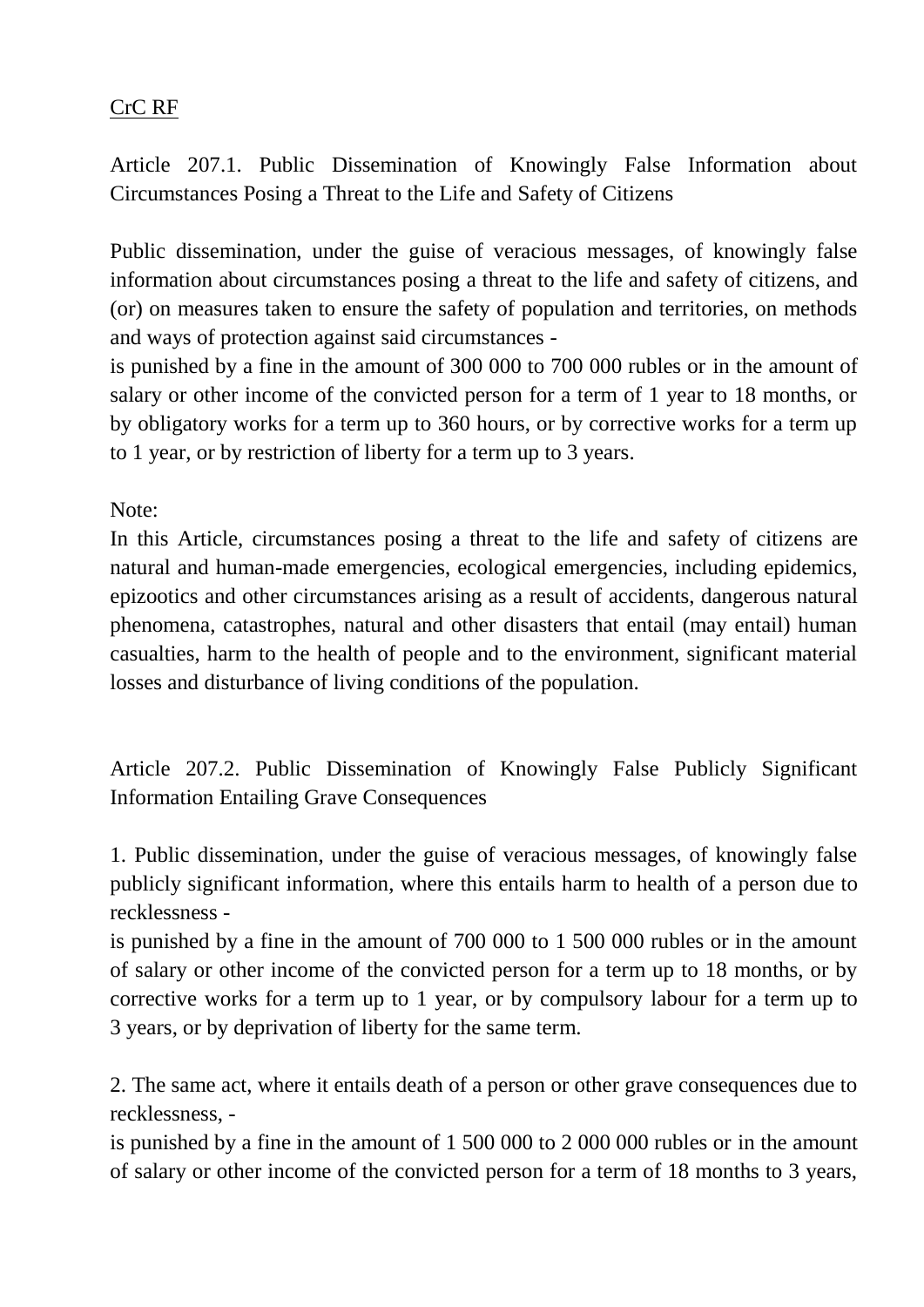CrC RF

Article 207.1. Public Dissemination of Knowingly False Information about Circumstances Posing a Threat to the Life and Safety of Citizens

Public dissemination, under the guise of veracious messages, of knowingly false information about circumstances posing a threat to the life and safety of citizens, and (or) on measures taken to ensure the safety of population and territories, on methods and ways of protection against said circumstances -
is punished by a fine in the amount of 300 000 to 700 000 rubles or in the amount of salary or other income of the convicted person for a term of 1 year to 18 months, or by obligatory works for a term up to 360 hours, or by corrective works for a term up to 1 year, or by restriction of liberty for a term up to 3 years.

Note:
In this Article, circumstances posing a threat to the life and safety of citizens are natural and human-made emergencies, ecological emergencies, including epidemics, epizootics and other circumstances arising as a result of accidents, dangerous natural phenomena, catastrophes, natural and other disasters that entail (may entail) human casualties, harm to the health of people and to the environment, significant material losses and disturbance of living conditions of the population.

Article 207.2. Public Dissemination of Knowingly False Publicly Significant Information Entailing Grave Consequences

1. Public dissemination, under the guise of veracious messages, of knowingly false publicly significant information, where this entails harm to health of a person due to recklessness -
is punished by a fine in the amount of 700 000 to 1 500 000 rubles or in the amount of salary or other income of the convicted person for a term up to 18 months, or by corrective works for a term up to 1 year, or by compulsory labour for a term up to 3 years, or by deprivation of liberty for the same term.

2. The same act, where it entails death of a person or other grave consequences due to recklessness, -
is punished by a fine in the amount of 1 500 000 to 2 000 000 rubles or in the amount of salary or other income of the convicted person for a term of 18 months to 3 years,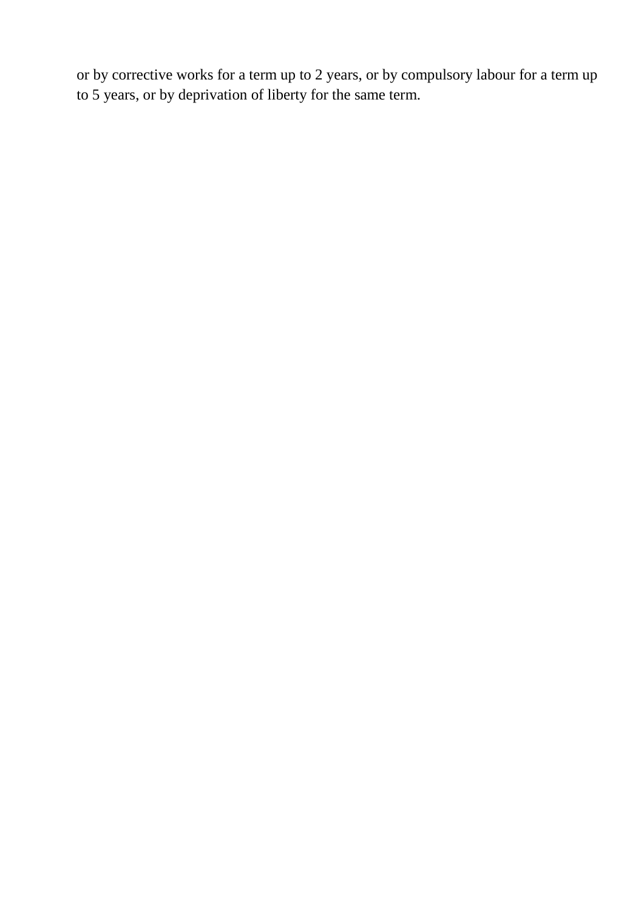or by corrective works for a term up to 2 years, or by compulsory labour for a term up to 5 years, or by deprivation of liberty for the same term.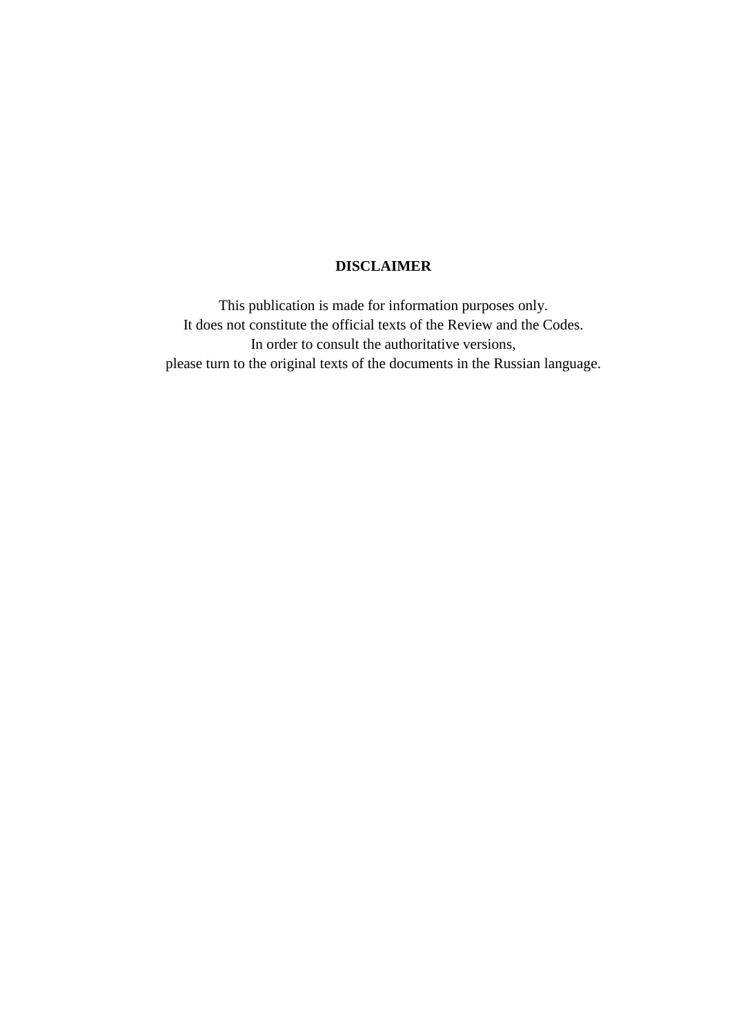**DISCLAIMER**

This publication is made for information purposes only.
It does not constitute the official texts of the Review and the Codes.
In order to consult the authoritative versions,
please turn to the original texts of the documents in the Russian language.